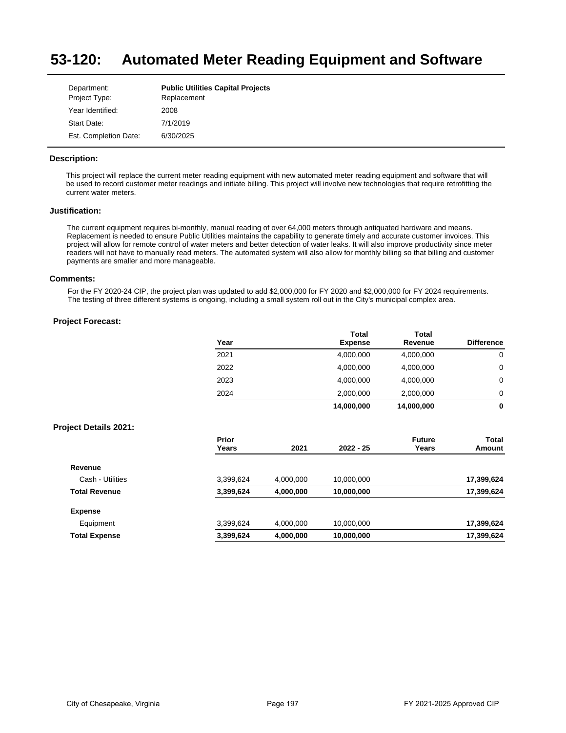# 53-120: Automated Meter Reading Equipment and Software

| | |
|---|---|
| Department: | **Public Utilities Capital Projects** |
| Project Type: | Replacement |
| Year Identified: | 2008 |
| Start Date: | 7/1/2019 |
| Est. Completion Date: | 6/30/2025 |

## Description:

This project will replace the current meter reading equipment with new automated meter reading equipment and software that will be used to record customer meter readings and initiate billing. This project will involve new technologies that require retrofitting the current water meters.

## Justification:

The current equipment requires bi-monthly, manual reading of over 64,000 meters through antiquated hardware and means. Replacement is needed to ensure Public Utilities maintains the capability to generate timely and accurate customer invoices. This project will allow for remote control of water meters and better detection of water leaks. It will also improve productivity since meter readers will not have to manually read meters. The automated system will also allow for monthly billing so that billing and customer payments are smaller and more manageable.

## Comments:

For the FY 2020-24 CIP, the project plan was updated to add $2,000,000 for FY 2020 and $2,000,000 for FY 2024 requirements. The testing of three different systems is ongoing, including a small system roll out in the City's municipal complex area.

## Project Forecast:

| Year | Total Expense | Total Revenue | Difference |
|---|---|---|---|
| 2021 | 4,000,000 | 4,000,000 | 0 |
| 2022 | 4,000,000 | 4,000,000 | 0 |
| 2023 | 4,000,000 | 4,000,000 | 0 |
| 2024 | 2,000,000 | 2,000,000 | 0 |
| | **14,000,000** | **14,000,000** | **0** |

## Project Details 2021:

| | Prior Years | 2021 | 2022 - 25 | Future Years | Total Amount |
|---|---|---|---|---|---|
| **Revenue** | | | | | |
| Cash - Utilities | 3,399,624 | 4,000,000 | 10,000,000 | | **17,399,624** |
| **Total Revenue** | **3,399,624** | **4,000,000** | **10,000,000** | | **17,399,624** |
| **Expense** | | | | | |
| Equipment | 3,399,624 | 4,000,000 | 10,000,000 | | **17,399,624** |
| **Total Expense** | **3,399,624** | **4,000,000** | **10,000,000** | | **17,399,624** |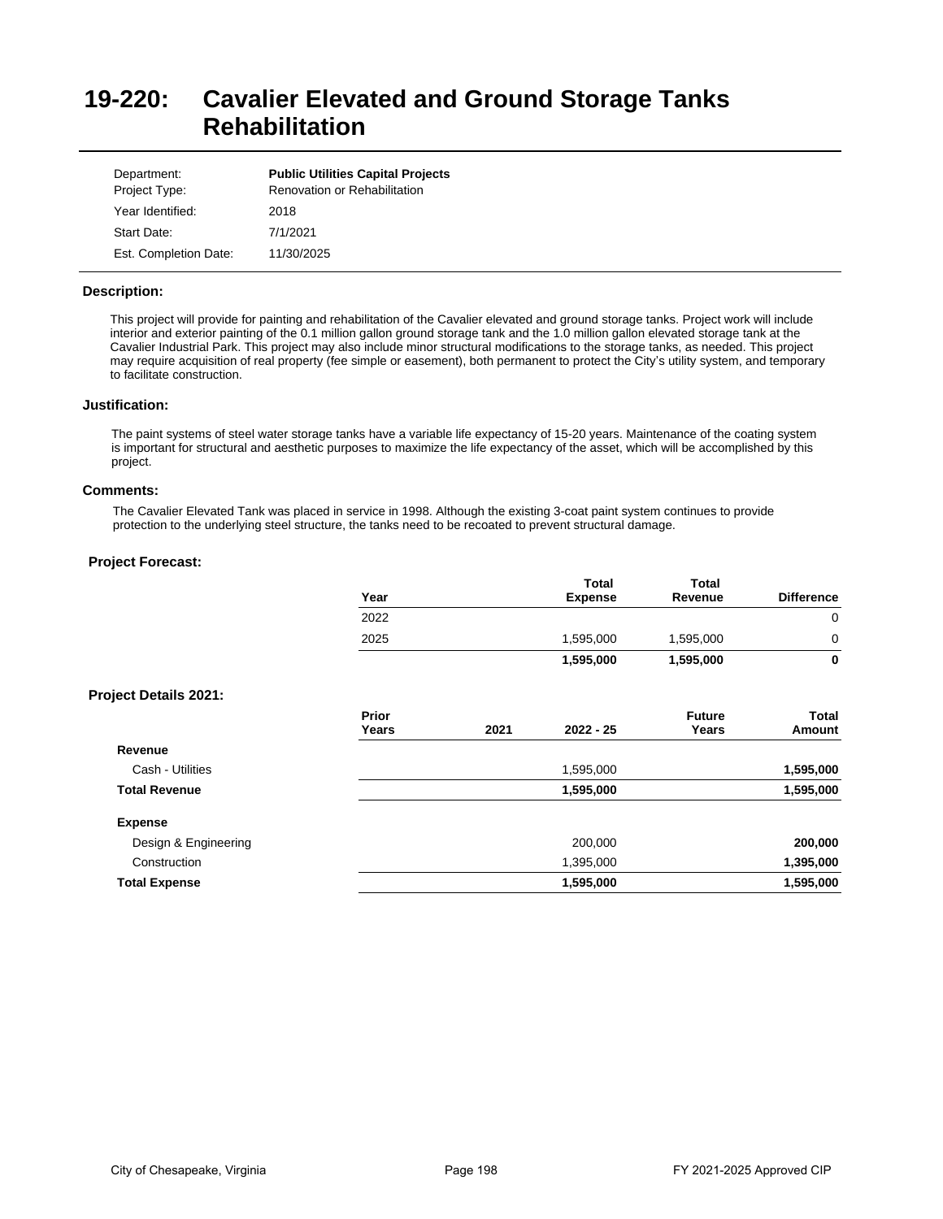# 19-220: Cavalier Elevated and Ground Storage Tanks Rehabilitation

| | |
|---|---|
| Department: | **Public Utilities Capital Projects** |
| Project Type: | Renovation or Rehabilitation |
| Year Identified: | 2018 |
| Start Date: | 7/1/2021 |
| Est. Completion Date: | 11/30/2025 |

### Description:

This project will provide for painting and rehabilitation of the Cavalier elevated and ground storage tanks. Project work will include interior and exterior painting of the 0.1 million gallon ground storage tank and the 1.0 million gallon elevated storage tank at the Cavalier Industrial Park. This project may also include minor structural modifications to the storage tanks, as needed. This project may require acquisition of real property (fee simple or easement), both permanent to protect the City's utility system, and temporary to facilitate construction.

### Justification:

The paint systems of steel water storage tanks have a variable life expectancy of 15-20 years. Maintenance of the coating system is important for structural and aesthetic purposes to maximize the life expectancy of the asset, which will be accomplished by this project.

### Comments:

The Cavalier Elevated Tank was placed in service in 1998. Although the existing 3-coat paint system continues to provide protection to the underlying steel structure, the tanks need to be recoated to prevent structural damage.

### Project Forecast:

| Year | Total Expense | Total Revenue | Difference |
|---|---|---|---|
| 2022 | | | 0 |
| 2025 | 1,595,000 | 1,595,000 | 0 |
| | **1,595,000** | **1,595,000** | **0** |

### Project Details 2021:

| | Prior Years | 2021 | 2022 - 25 | Future Years | Total Amount |
|---|---|---|---|---|---|
| **Revenue** | | | | | |
| Cash - Utilities | | | 1,595,000 | | **1,595,000** |
| **Total Revenue** | | | **1,595,000** | | **1,595,000** |
| **Expense** | | | | | |
| Design & Engineering | | | 200,000 | | **200,000** |
| Construction | | | 1,395,000 | | **1,395,000** |
| **Total Expense** | | | **1,595,000** | | **1,595,000** |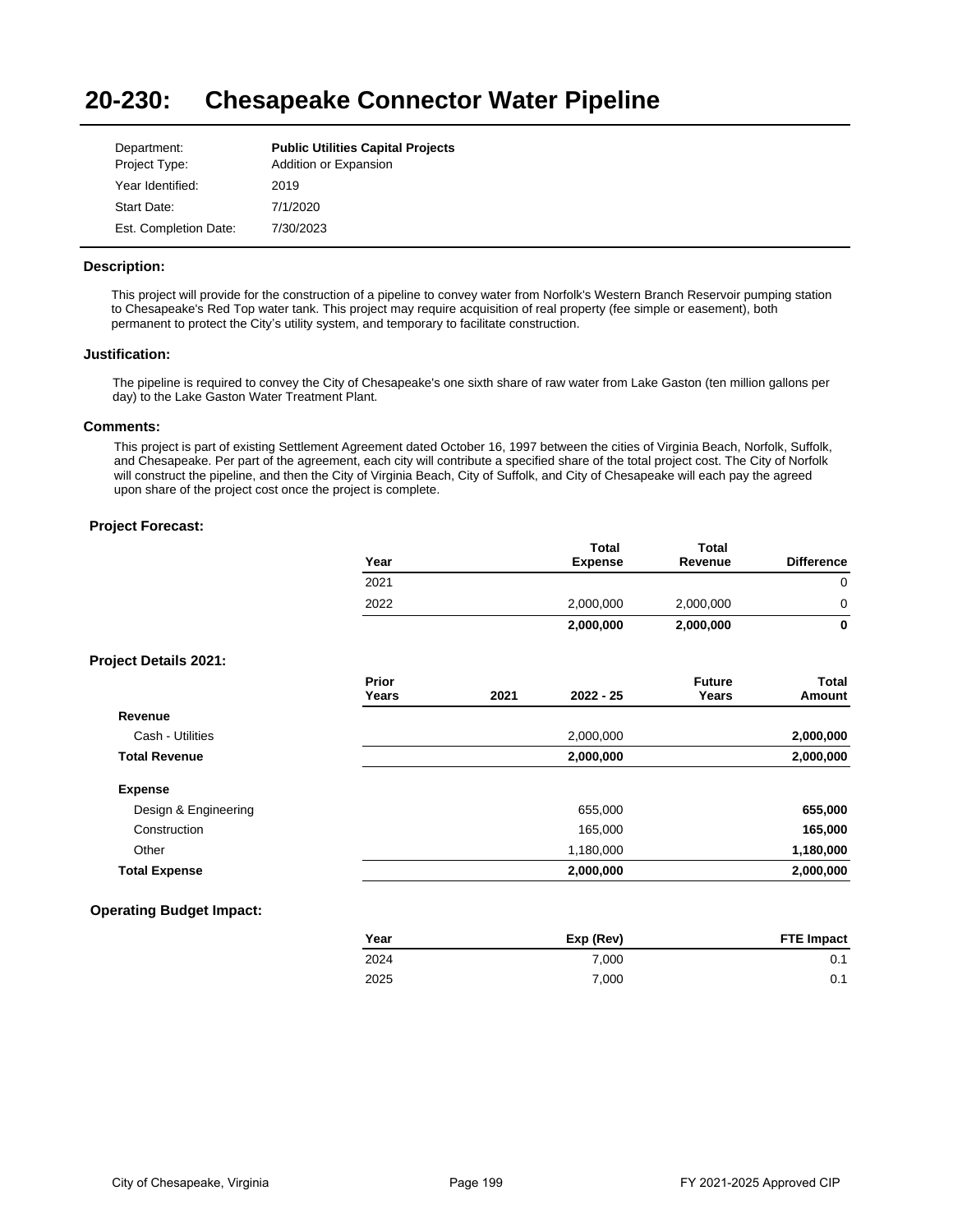# 20-230: Chesapeake Connector Water Pipeline

| | |
|---|---|
| Department: | **Public Utilities Capital Projects** |
| Project Type: | Addition or Expansion |
| Year Identified: | 2019 |
| Start Date: | 7/1/2020 |
| Est. Completion Date: | 7/30/2023 |

### Description:

This project will provide for the construction of a pipeline to convey water from Norfolk's Western Branch Reservoir pumping station to Chesapeake's Red Top water tank. This project may require acquisition of real property (fee simple or easement), both permanent to protect the City's utility system, and temporary to facilitate construction.

### Justification:

The pipeline is required to convey the City of Chesapeake's one sixth share of raw water from Lake Gaston (ten million gallons per day) to the Lake Gaston Water Treatment Plant.

### Comments:

This project is part of existing Settlement Agreement dated October 16, 1997 between the cities of Virginia Beach, Norfolk, Suffolk, and Chesapeake. Per part of the agreement, each city will contribute a specified share of the total project cost. The City of Norfolk will construct the pipeline, and then the City of Virginia Beach, City of Suffolk, and City of Chesapeake will each pay the agreed upon share of the project cost once the project is complete.

### Project Forecast:

| Year | Total Expense | Total Revenue | Difference |
|---|---|---|---|
| 2021 | | | 0 |
| 2022 | 2,000,000 | 2,000,000 | 0 |
| | **2,000,000** | **2,000,000** | **0** |

### Project Details 2021:

| | Prior Years | 2021 | 2022 - 25 | Future Years | Total Amount |
|---|---|---|---|---|---|
| **Revenue** | | | | | |
| Cash - Utilities | | | 2,000,000 | | **2,000,000** |
| **Total Revenue** | | | **2,000,000** | | **2,000,000** |
| **Expense** | | | | | |
| Design & Engineering | | | 655,000 | | **655,000** |
| Construction | | | 165,000 | | **165,000** |
| Other | | | 1,180,000 | | **1,180,000** |
| **Total Expense** | | | **2,000,000** | | **2,000,000** |

### Operating Budget Impact:

| Year | Exp (Rev) | FTE Impact |
|---|---|---|
| 2024 | 7,000 | 0.1 |
| 2025 | 7,000 | 0.1 |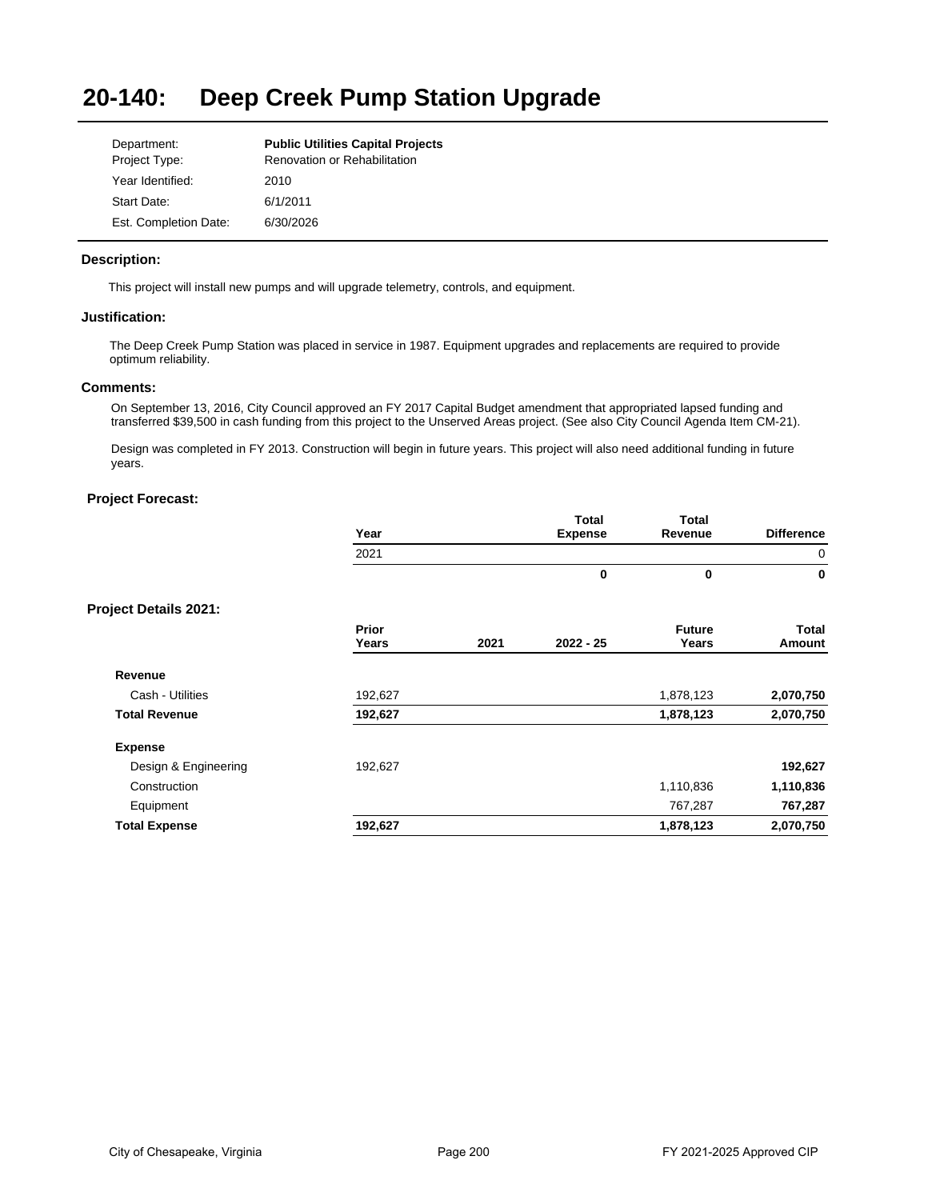# 20-140: Deep Creek Pump Station Upgrade

| | |
|---|---|
| Department: | **Public Utilities Capital Projects** |
| Project Type: | Renovation or Rehabilitation |
| Year Identified: | 2010 |
| Start Date: | 6/1/2011 |
| Est. Completion Date: | 6/30/2026 |

### Description:

This project will install new pumps and will upgrade telemetry, controls, and equipment.

### Justification:

The Deep Creek Pump Station was placed in service in 1987. Equipment upgrades and replacements are required to provide optimum reliability.

### Comments:

On September 13, 2016, City Council approved an FY 2017 Capital Budget amendment that appropriated lapsed funding and transferred $39,500 in cash funding from this project to the Unserved Areas project. (See also City Council Agenda Item CM-21).

Design was completed in FY 2013. Construction will begin in future years. This project will also need additional funding in future years.

### Project Forecast:

| Year | Total Expense | Total Revenue | Difference |
|---|---|---|---|
| 2021 | | | 0 |
| | **0** | **0** | **0** |

### Project Details 2021:

| | Prior Years | 2021 | 2022 - 25 | Future Years | Total Amount |
|---|---|---|---|---|---|
| **Revenue** | | | | | |
| Cash - Utilities | 192,627 | | | 1,878,123 | **2,070,750** |
| **Total Revenue** | **192,627** | | | **1,878,123** | **2,070,750** |
| **Expense** | | | | | |
| Design & Engineering | 192,627 | | | | **192,627** |
| Construction | | | | 1,110,836 | **1,110,836** |
| Equipment | | | | 767,287 | **767,287** |
| **Total Expense** | **192,627** | | | **1,878,123** | **2,070,750** |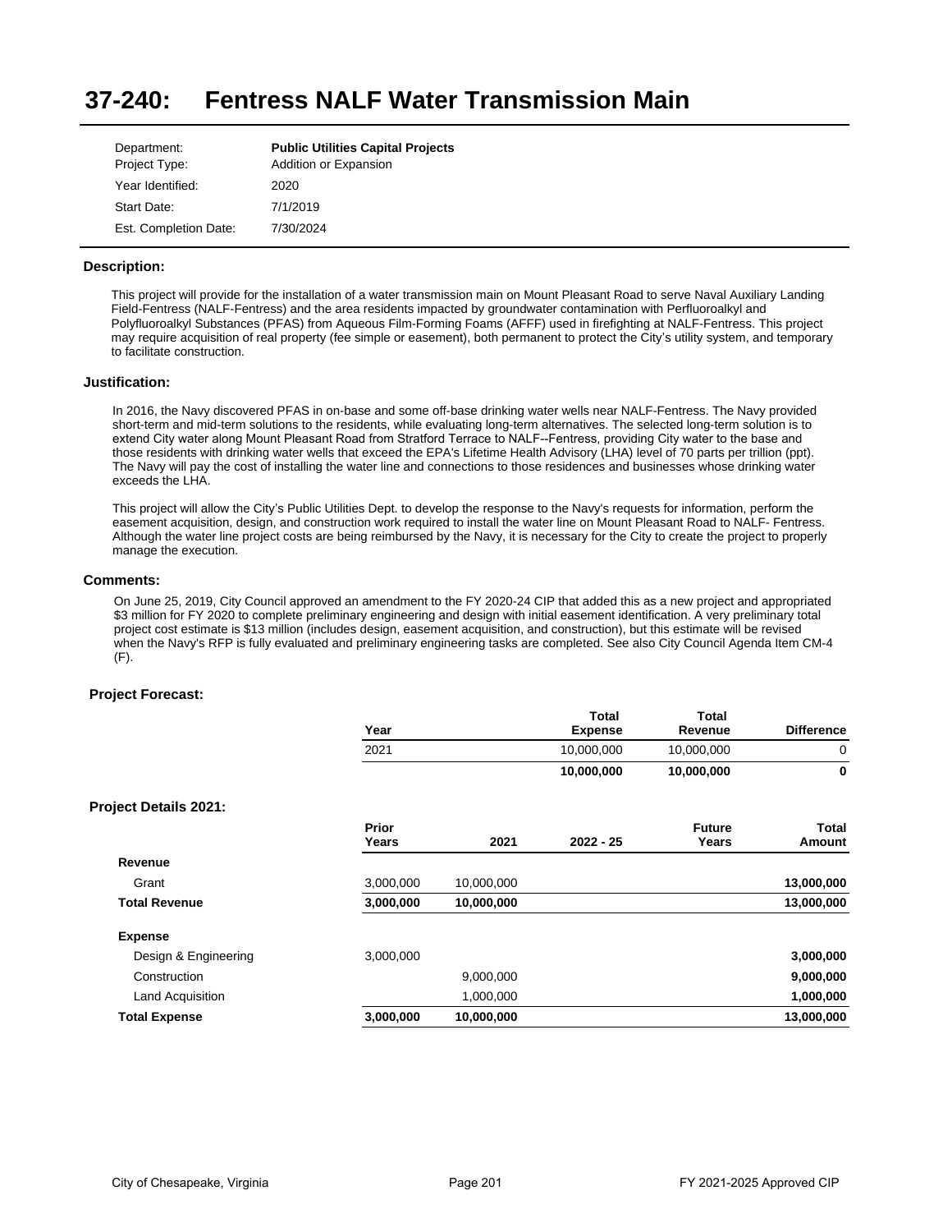# 37-240: Fentress NALF Water Transmission Main

| | |
|---|---|
| Department: | **Public Utilities Capital Projects** |
| Project Type: | Addition or Expansion |
| Year Identified: | 2020 |
| Start Date: | 7/1/2019 |
| Est. Completion Date: | 7/30/2024 |

### Description:

This project will provide for the installation of a water transmission main on Mount Pleasant Road to serve Naval Auxiliary Landing Field-Fentress (NALF-Fentress) and the area residents impacted by groundwater contamination with Perfluoroalkyl and Polyfluoroalkyl Substances (PFAS) from Aqueous Film-Forming Foams (AFFF) used in firefighting at NALF-Fentress. This project may require acquisition of real property (fee simple or easement), both permanent to protect the City's utility system, and temporary to facilitate construction.

### Justification:

In 2016, the Navy discovered PFAS in on-base and some off-base drinking water wells near NALF-Fentress. The Navy provided short-term and mid-term solutions to the residents, while evaluating long-term alternatives. The selected long-term solution is to extend City water along Mount Pleasant Road from Stratford Terrace to NALF--Fentress, providing City water to the base and those residents with drinking water wells that exceed the EPA's Lifetime Health Advisory (LHA) level of 70 parts per trillion (ppt). The Navy will pay the cost of installing the water line and connections to those residences and businesses whose drinking water exceeds the LHA.

This project will allow the City's Public Utilities Dept. to develop the response to the Navy's requests for information, perform the easement acquisition, design, and construction work required to install the water line on Mount Pleasant Road to NALF- Fentress. Although the water line project costs are being reimbursed by the Navy, it is necessary for the City to create the project to properly manage the execution.

### Comments:

On June 25, 2019, City Council approved an amendment to the FY 2020-24 CIP that added this as a new project and appropriated $3 million for FY 2020 to complete preliminary engineering and design with initial easement identification. A very preliminary total project cost estimate is $13 million (includes design, easement acquisition, and construction), but this estimate will be revised when the Navy's RFP is fully evaluated and preliminary engineering tasks are completed. See also City Council Agenda Item CM-4 (F).

### Project Forecast:

| Year | Total Expense | Total Revenue | Difference |
|---|---|---|---|
| 2021 | 10,000,000 | 10,000,000 | 0 |
| | **10,000,000** | **10,000,000** | **0** |

### Project Details 2021:

| | Prior Years | 2021 | 2022 - 25 | Future Years | Total Amount |
|---|---|---|---|---|---|
| **Revenue** | | | | | |
| Grant | 3,000,000 | 10,000,000 | | | **13,000,000** |
| **Total Revenue** | **3,000,000** | **10,000,000** | | | **13,000,000** |
| **Expense** | | | | | |
| Design & Engineering | 3,000,000 | | | | **3,000,000** |
| Construction | | 9,000,000 | | | **9,000,000** |
| Land Acquisition | | 1,000,000 | | | **1,000,000** |
| **Total Expense** | **3,000,000** | **10,000,000** | | | **13,000,000** |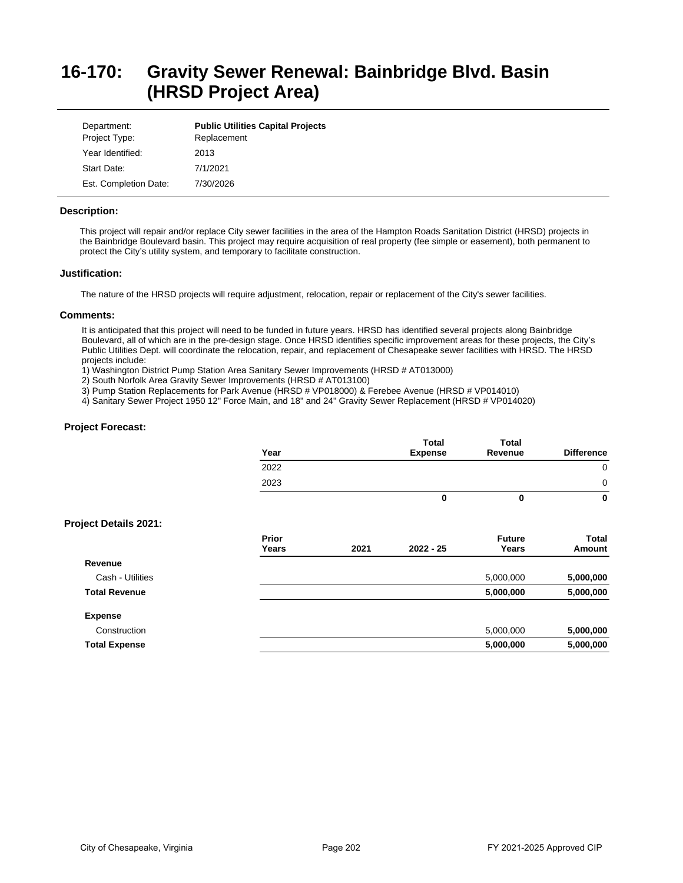# 16-170: Gravity Sewer Renewal: Bainbridge Blvd. Basin (HRSD Project Area)

| | |
|---|---|
| Department: | **Public Utilities Capital Projects** |
| Project Type: | Replacement |
| Year Identified: | 2013 |
| Start Date: | 7/1/2021 |
| Est. Completion Date: | 7/30/2026 |

### Description:

This project will repair and/or replace City sewer facilities in the area of the Hampton Roads Sanitation District (HRSD) projects in the Bainbridge Boulevard basin. This project may require acquisition of real property (fee simple or easement), both permanent to protect the City's utility system, and temporary to facilitate construction.

### Justification:

The nature of the HRSD projects will require adjustment, relocation, repair or replacement of the City's sewer facilities.

### Comments:

It is anticipated that this project will need to be funded in future years. HRSD has identified several projects along Bainbridge Boulevard, all of which are in the pre-design stage. Once HRSD identifies specific improvement areas for these projects, the City's Public Utilities Dept. will coordinate the relocation, repair, and replacement of Chesapeake sewer facilities with HRSD. The HRSD projects include:

1) Washington District Pump Station Area Sanitary Sewer Improvements (HRSD # AT013000)
2) South Norfolk Area Gravity Sewer Improvements (HRSD # AT013100)
3) Pump Station Replacements for Park Avenue (HRSD # VP018000) & Ferebee Avenue (HRSD # VP014010)
4) Sanitary Sewer Project 1950 12" Force Main, and 18" and 24" Gravity Sewer Replacement (HRSD # VP014020)

### Project Forecast:

| Year | Total Expense | Total Revenue | Difference |
|---|---|---|---|
| 2022 | | | 0 |
| 2023 | | | 0 |
| | **0** | **0** | **0** |

### Project Details 2021:

| | Prior Years | 2021 | 2022 - 25 | Future Years | Total Amount |
|---|---|---|---|---|---|
| **Revenue** | | | | | |
| Cash - Utilities | | | | 5,000,000 | **5,000,000** |
| **Total Revenue** | | | | **5,000,000** | **5,000,000** |
| **Expense** | | | | | |
| Construction | | | | 5,000,000 | **5,000,000** |
| **Total Expense** | | | | **5,000,000** | **5,000,000** |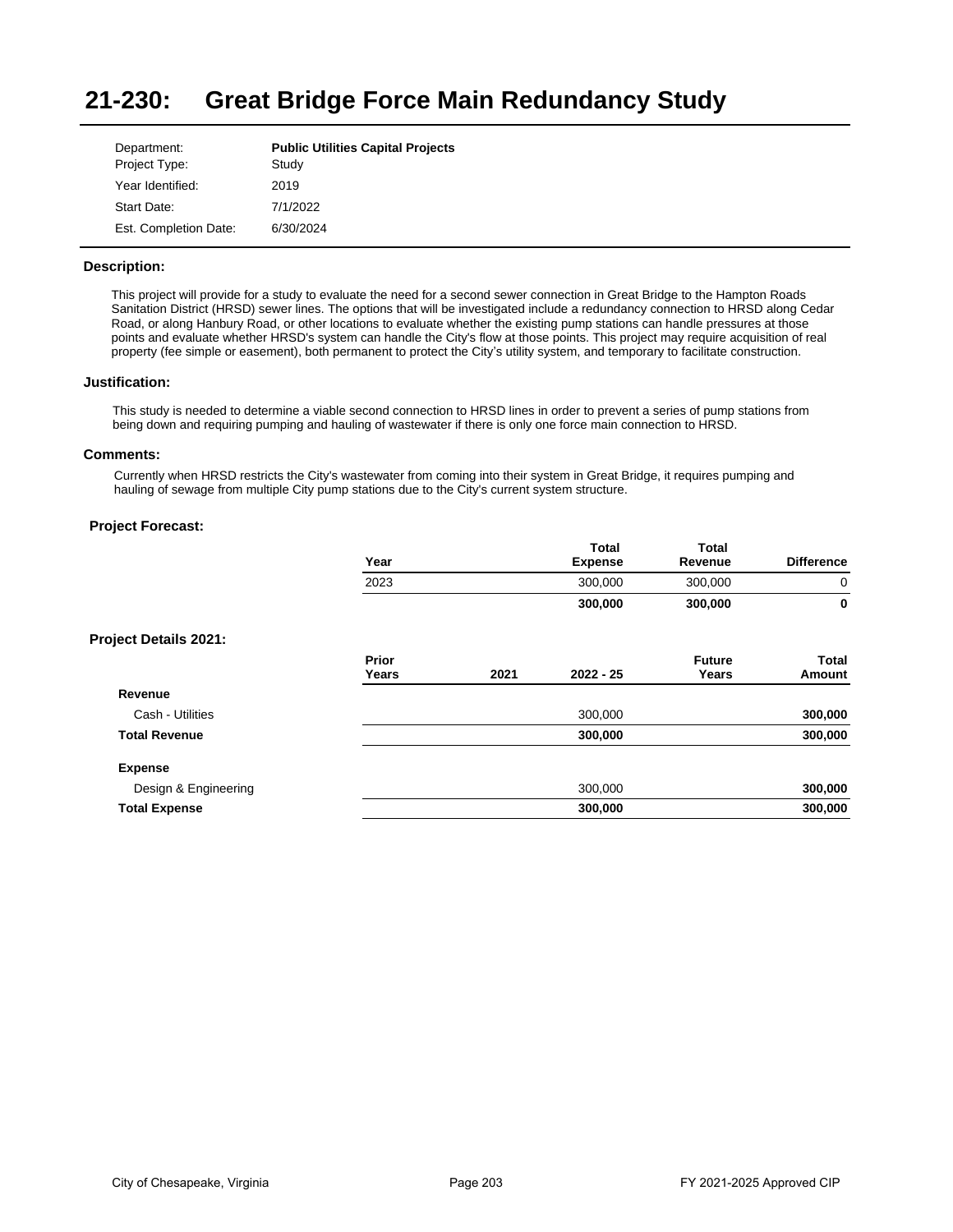# 21-230: Great Bridge Force Main Redundancy Study

| | |
|---|---|
| Department: | **Public Utilities Capital Projects** |
| Project Type: | Study |
| Year Identified: | 2019 |
| Start Date: | 7/1/2022 |
| Est. Completion Date: | 6/30/2024 |

### Description:

This project will provide for a study to evaluate the need for a second sewer connection in Great Bridge to the Hampton Roads Sanitation District (HRSD) sewer lines. The options that will be investigated include a redundancy connection to HRSD along Cedar Road, or along Hanbury Road, or other locations to evaluate whether the existing pump stations can handle pressures at those points and evaluate whether HRSD's system can handle the City's flow at those points. This project may require acquisition of real property (fee simple or easement), both permanent to protect the City's utility system, and temporary to facilitate construction.

### Justification:

This study is needed to determine a viable second connection to HRSD lines in order to prevent a series of pump stations from being down and requiring pumping and hauling of wastewater if there is only one force main connection to HRSD.

### Comments:

Currently when HRSD restricts the City's wastewater from coming into their system in Great Bridge, it requires pumping and hauling of sewage from multiple City pump stations due to the City's current system structure.

### Project Forecast:

| Year | Total Expense | Total Revenue | Difference |
|---|---|---|---|
| 2023 | 300,000 | 300,000 | 0 |
| | **300,000** | **300,000** | **0** |

### Project Details 2021:

| | Prior Years | 2021 | 2022 - 25 | Future Years | Total Amount |
|---|---|---|---|---|---|
| **Revenue** | | | | | |
| Cash - Utilities | | | 300,000 | | **300,000** |
| **Total Revenue** | | | **300,000** | | **300,000** |
| **Expense** | | | | | |
| Design & Engineering | | | 300,000 | | **300,000** |
| **Total Expense** | | | **300,000** | | **300,000** |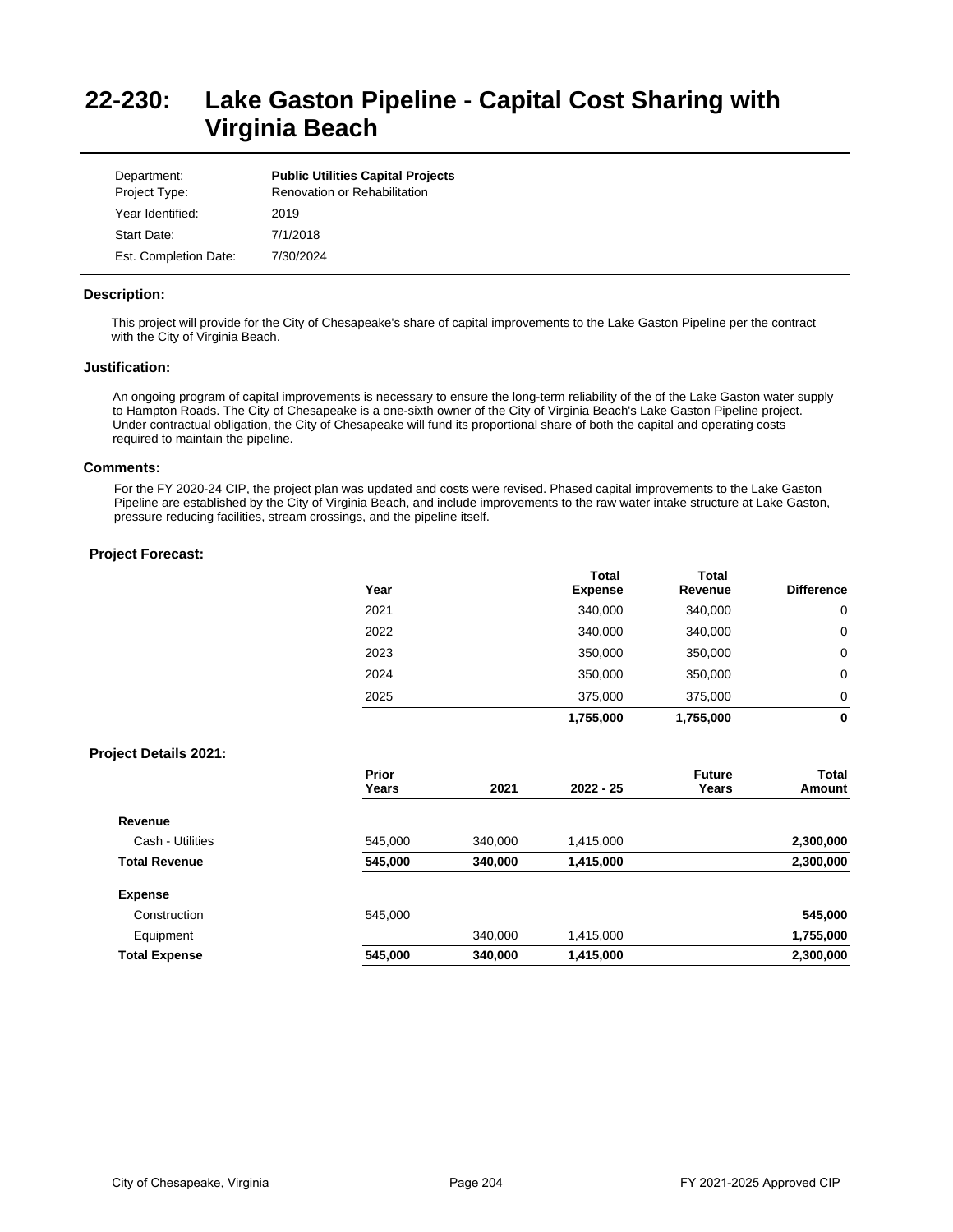# 22-230: Lake Gaston Pipeline - Capital Cost Sharing with Virginia Beach

| | |
|---|---|
| Department: | **Public Utilities Capital Projects** |
| Project Type: | Renovation or Rehabilitation |
| Year Identified: | 2019 |
| Start Date: | 7/1/2018 |
| Est. Completion Date: | 7/30/2024 |

### Description:

This project will provide for the City of Chesapeake's share of capital improvements to the Lake Gaston Pipeline per the contract with the City of Virginia Beach.

### Justification:

An ongoing program of capital improvements is necessary to ensure the long-term reliability of the of the Lake Gaston water supply to Hampton Roads. The City of Chesapeake is a one-sixth owner of the City of Virginia Beach's Lake Gaston Pipeline project. Under contractual obligation, the City of Chesapeake will fund its proportional share of both the capital and operating costs required to maintain the pipeline.

### Comments:

For the FY 2020-24 CIP, the project plan was updated and costs were revised. Phased capital improvements to the Lake Gaston Pipeline are established by the City of Virginia Beach, and include improvements to the raw water intake structure at Lake Gaston, pressure reducing facilities, stream crossings, and the pipeline itself.

### Project Forecast:

| Year | Total Expense | Total Revenue | Difference |
|---|---|---|---|
| 2021 | 340,000 | 340,000 | 0 |
| 2022 | 340,000 | 340,000 | 0 |
| 2023 | 350,000 | 350,000 | 0 |
| 2024 | 350,000 | 350,000 | 0 |
| 2025 | 375,000 | 375,000 | 0 |
| | **1,755,000** | **1,755,000** | **0** |

### Project Details 2021:

| | Prior Years | 2021 | 2022 - 25 | Future Years | Total Amount |
|---|---|---|---|---|---|
| **Revenue** | | | | | |
| Cash - Utilities | 545,000 | 340,000 | 1,415,000 | | **2,300,000** |
| **Total Revenue** | **545,000** | **340,000** | **1,415,000** | | **2,300,000** |
| **Expense** | | | | | |
| Construction | 545,000 | | | | **545,000** |
| Equipment | | 340,000 | 1,415,000 | | **1,755,000** |
| **Total Expense** | **545,000** | **340,000** | **1,415,000** | | **2,300,000** |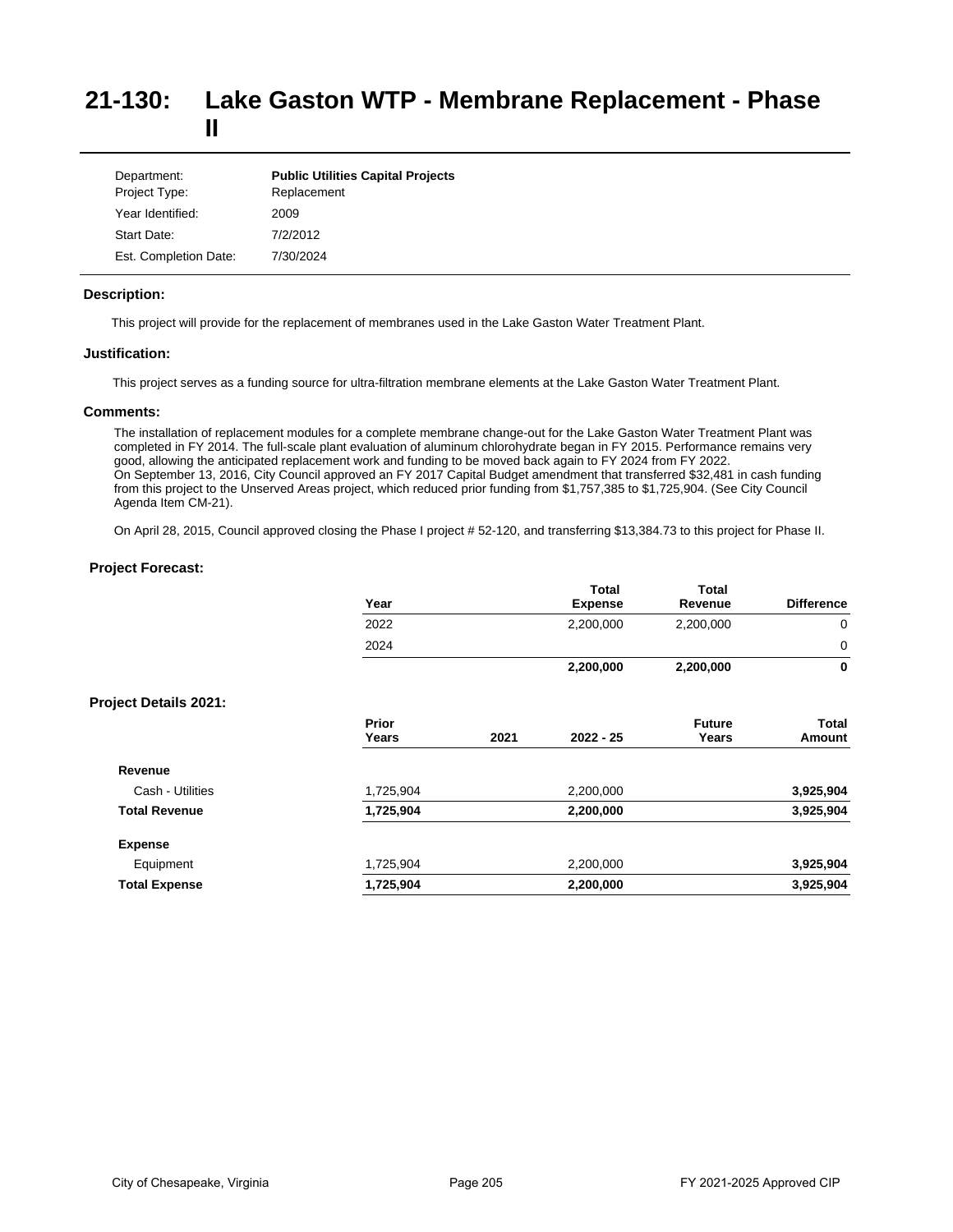# 21-130: Lake Gaston WTP - Membrane Replacement - Phase II

| | |
|---|---|
| Department: | **Public Utilities Capital Projects** |
| Project Type: | Replacement |
| Year Identified: | 2009 |
| Start Date: | 7/2/2012 |
| Est. Completion Date: | 7/30/2024 |

### Description:

This project will provide for the replacement of membranes used in the Lake Gaston Water Treatment Plant.

### Justification:

This project serves as a funding source for ultra-filtration membrane elements at the Lake Gaston Water Treatment Plant.

### Comments:

The installation of replacement modules for a complete membrane change-out for the Lake Gaston Water Treatment Plant was completed in FY 2014. The full-scale plant evaluation of aluminum chlorohydrate began in FY 2015. Performance remains very good, allowing the anticipated replacement work and funding to be moved back again to FY 2024 from FY 2022.
On September 13, 2016, City Council approved an FY 2017 Capital Budget amendment that transferred $32,481 in cash funding from this project to the Unserved Areas project, which reduced prior funding from $1,757,385 to $1,725,904. (See City Council Agenda Item CM-21).

On April 28, 2015, Council approved closing the Phase I project # 52-120, and transferring $13,384.73 to this project for Phase II.

### Project Forecast:

| Year | Total Expense | Total Revenue | Difference |
|---|---|---|---|
| 2022 | 2,200,000 | 2,200,000 | 0 |
| 2024 | | | 0 |
| | **2,200,000** | **2,200,000** | **0** |

### Project Details 2021:

| | Prior Years | 2021 | 2022 - 25 | Future Years | Total Amount |
|---|---|---|---|---|---|
| **Revenue** | | | | | |
| Cash - Utilities | 1,725,904 | | 2,200,000 | | **3,925,904** |
| **Total Revenue** | **1,725,904** | | **2,200,000** | | **3,925,904** |
| **Expense** | | | | | |
| Equipment | 1,725,904 | | 2,200,000 | | **3,925,904** |
| **Total Expense** | **1,725,904** | | **2,200,000** | | **3,925,904** |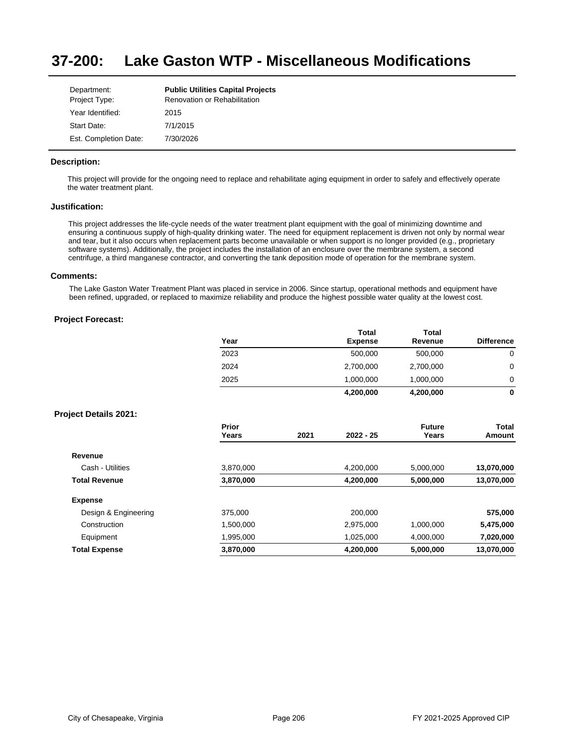# 37-200: Lake Gaston WTP - Miscellaneous Modifications

| | |
|---|---|
| Department: | **Public Utilities Capital Projects** |
| Project Type: | Renovation or Rehabilitation |
| Year Identified: | 2015 |
| Start Date: | 7/1/2015 |
| Est. Completion Date: | 7/30/2026 |

### Description:

This project will provide for the ongoing need to replace and rehabilitate aging equipment in order to safely and effectively operate the water treatment plant.

### Justification:

This project addresses the life-cycle needs of the water treatment plant equipment with the goal of minimizing downtime and ensuring a continuous supply of high-quality drinking water. The need for equipment replacement is driven not only by normal wear and tear, but it also occurs when replacement parts become unavailable or when support is no longer provided (e.g., proprietary software systems). Additionally, the project includes the installation of an enclosure over the membrane system, a second centrifuge, a third manganese contractor, and converting the tank deposition mode of operation for the membrane system.

### Comments:

The Lake Gaston Water Treatment Plant was placed in service in 2006. Since startup, operational methods and equipment have been refined, upgraded, or replaced to maximize reliability and produce the highest possible water quality at the lowest cost.

### Project Forecast:

| Year | Total Expense | Total Revenue | Difference |
|---|---|---|---|
| 2023 | 500,000 | 500,000 | 0 |
| 2024 | 2,700,000 | 2,700,000 | 0 |
| 2025 | 1,000,000 | 1,000,000 | 0 |
| | **4,200,000** | **4,200,000** | **0** |

### Project Details 2021:

| | Prior Years | 2021 | 2022 - 25 | Future Years | Total Amount |
|---|---|---|---|---|---|
| **Revenue** | | | | | |
| Cash - Utilities | 3,870,000 | | 4,200,000 | 5,000,000 | **13,070,000** |
| **Total Revenue** | **3,870,000** | | **4,200,000** | **5,000,000** | **13,070,000** |
| **Expense** | | | | | |
| Design & Engineering | 375,000 | | 200,000 | | **575,000** |
| Construction | 1,500,000 | | 2,975,000 | 1,000,000 | **5,475,000** |
| Equipment | 1,995,000 | | 1,025,000 | 4,000,000 | **7,020,000** |
| **Total Expense** | **3,870,000** | | **4,200,000** | **5,000,000** | **13,070,000** |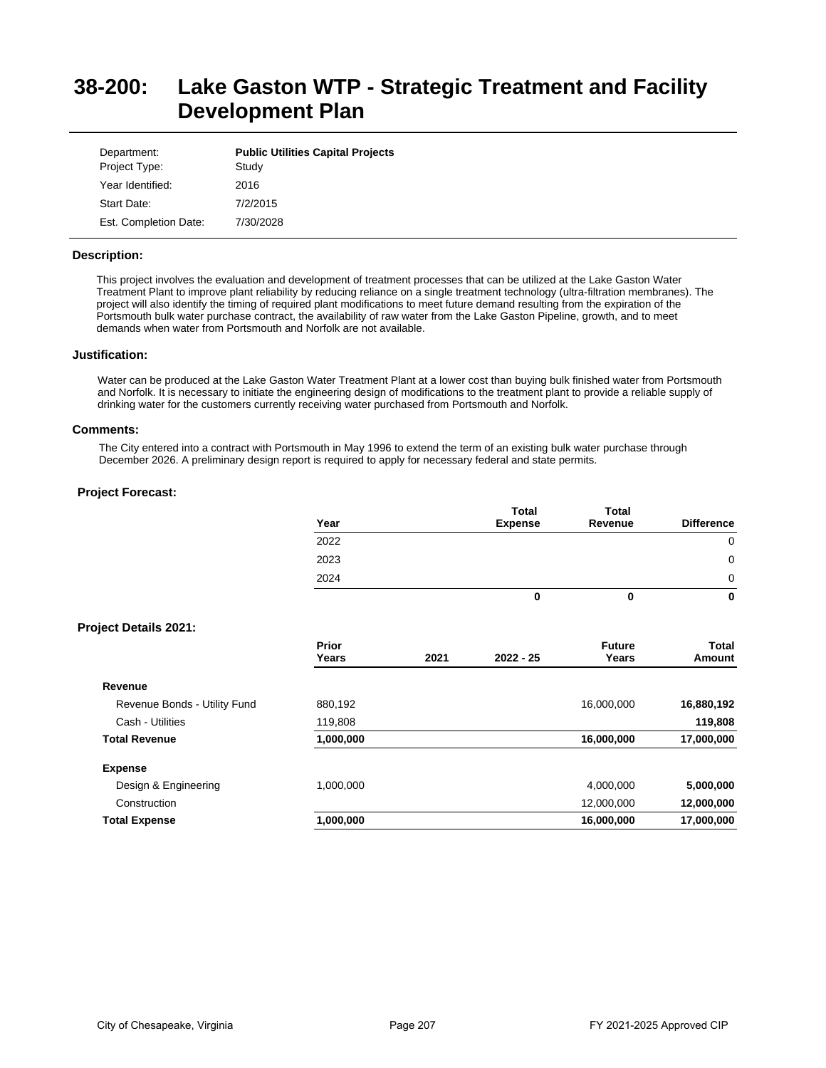# 38-200: Lake Gaston WTP - Strategic Treatment and Facility Development Plan

| | |
|---|---|
| Department: | **Public Utilities Capital Projects** |
| Project Type: | Study |
| Year Identified: | 2016 |
| Start Date: | 7/2/2015 |
| Est. Completion Date: | 7/30/2028 |

### Description:

This project involves the evaluation and development of treatment processes that can be utilized at the Lake Gaston Water Treatment Plant to improve plant reliability by reducing reliance on a single treatment technology (ultra-filtration membranes). The project will also identify the timing of required plant modifications to meet future demand resulting from the expiration of the Portsmouth bulk water purchase contract, the availability of raw water from the Lake Gaston Pipeline, growth, and to meet demands when water from Portsmouth and Norfolk are not available.

### Justification:

Water can be produced at the Lake Gaston Water Treatment Plant at a lower cost than buying bulk finished water from Portsmouth and Norfolk. It is necessary to initiate the engineering design of modifications to the treatment plant to provide a reliable supply of drinking water for the customers currently receiving water purchased from Portsmouth and Norfolk.

### Comments:

The City entered into a contract with Portsmouth in May 1996 to extend the term of an existing bulk water purchase through December 2026. A preliminary design report is required to apply for necessary federal and state permits.

### Project Forecast:

| Year | Total Expense | Total Revenue | Difference |
|---|---|---|---|
| 2022 | | | 0 |
| 2023 | | | 0 |
| 2024 | | | 0 |
| | **0** | **0** | **0** |

### Project Details 2021:

| | Prior Years | 2021 | 2022 - 25 | Future Years | Total Amount |
|---|---|---|---|---|---|
| **Revenue** | | | | | |
| Revenue Bonds - Utility Fund | 880,192 | | | 16,000,000 | **16,880,192** |
| Cash - Utilities | 119,808 | | | | **119,808** |
| **Total Revenue** | **1,000,000** | | | **16,000,000** | **17,000,000** |
| **Expense** | | | | | |
| Design & Engineering | 1,000,000 | | | 4,000,000 | **5,000,000** |
| Construction | | | | 12,000,000 | **12,000,000** |
| **Total Expense** | **1,000,000** | | | **16,000,000** | **17,000,000** |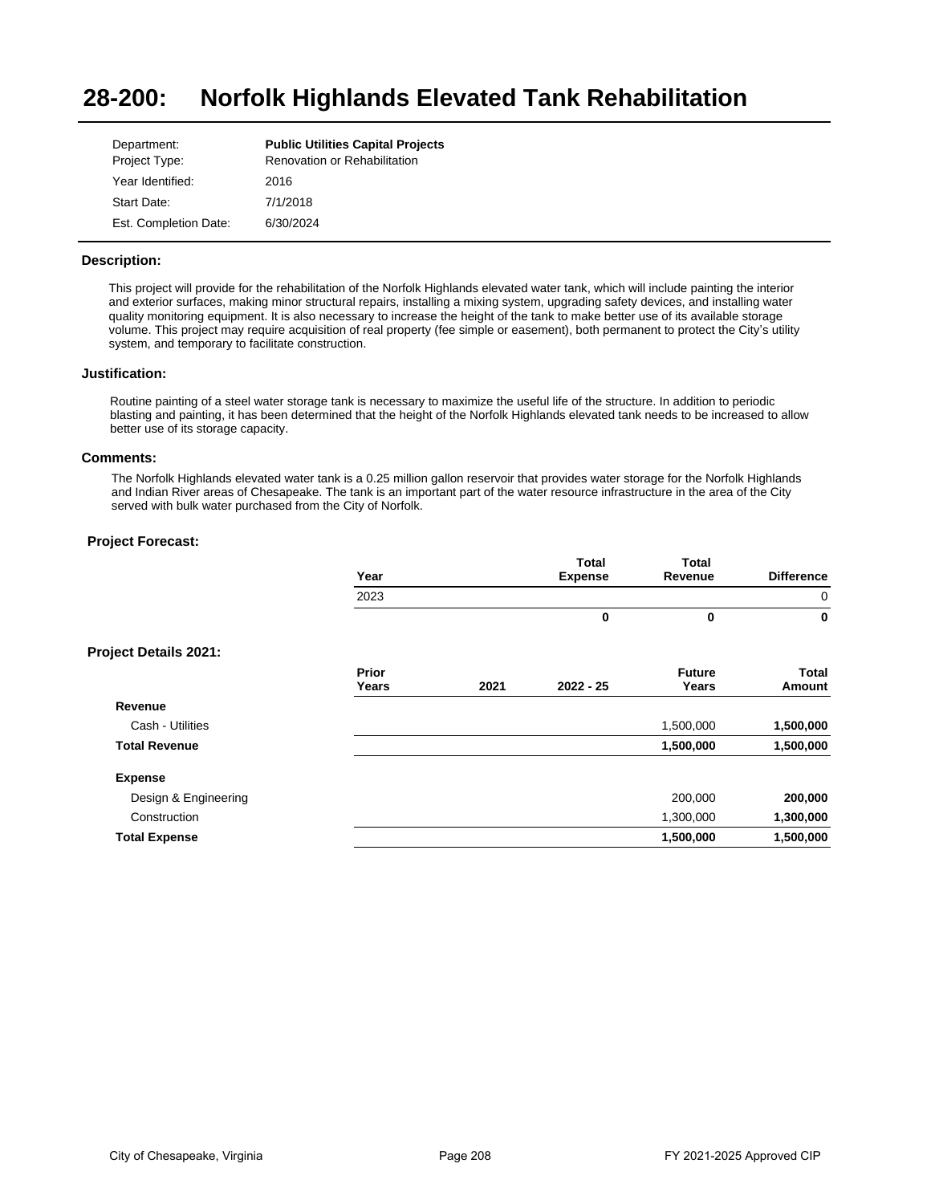# 28-200: Norfolk Highlands Elevated Tank Rehabilitation

| | |
|---|---|
| Department: | **Public Utilities Capital Projects** |
| Project Type: | Renovation or Rehabilitation |
| Year Identified: | 2016 |
| Start Date: | 7/1/2018 |
| Est. Completion Date: | 6/30/2024 |

### Description:

This project will provide for the rehabilitation of the Norfolk Highlands elevated water tank, which will include painting the interior and exterior surfaces, making minor structural repairs, installing a mixing system, upgrading safety devices, and installing water quality monitoring equipment. It is also necessary to increase the height of the tank to make better use of its available storage volume. This project may require acquisition of real property (fee simple or easement), both permanent to protect the City's utility system, and temporary to facilitate construction.

### Justification:

Routine painting of a steel water storage tank is necessary to maximize the useful life of the structure. In addition to periodic blasting and painting, it has been determined that the height of the Norfolk Highlands elevated tank needs to be increased to allow better use of its storage capacity.

### Comments:

The Norfolk Highlands elevated water tank is a 0.25 million gallon reservoir that provides water storage for the Norfolk Highlands and Indian River areas of Chesapeake. The tank is an important part of the water resource infrastructure in the area of the City served with bulk water purchased from the City of Norfolk.

### Project Forecast:

| Year | Total Expense | Total Revenue | Difference |
|---|---|---|---|
| 2023 | | | 0 |
| | **0** | **0** | **0** |

### Project Details 2021:

| | Prior Years | 2021 | 2022 - 25 | Future Years | Total Amount |
|---|---|---|---|---|---|
| **Revenue** | | | | | |
| Cash - Utilities | | | | 1,500,000 | **1,500,000** |
| **Total Revenue** | | | | **1,500,000** | **1,500,000** |
| **Expense** | | | | | |
| Design & Engineering | | | | 200,000 | **200,000** |
| Construction | | | | 1,300,000 | **1,300,000** |
| **Total Expense** | | | | **1,500,000** | **1,500,000** |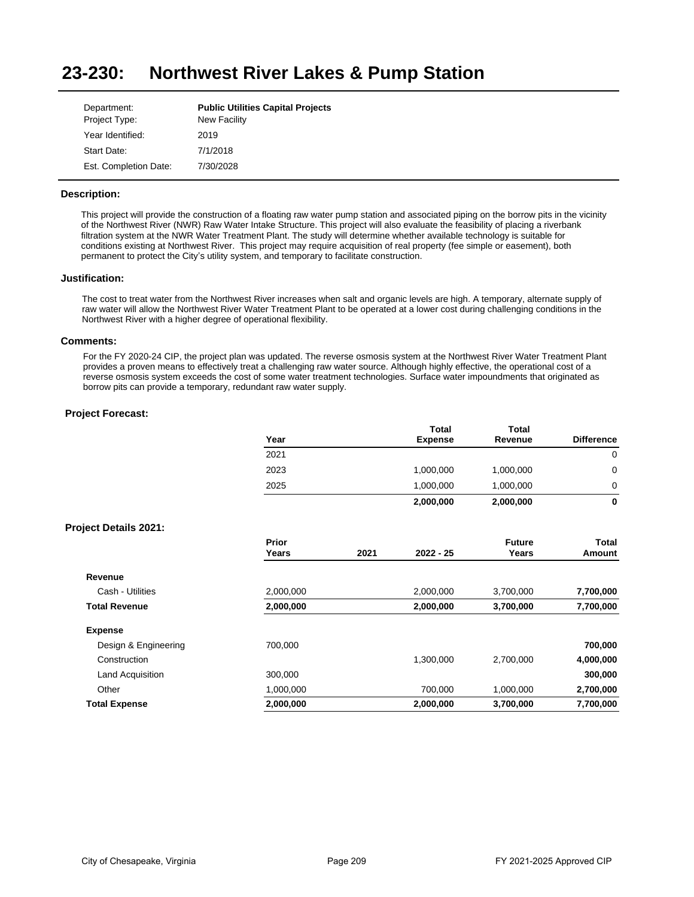# 23-230: Northwest River Lakes & Pump Station

| | |
|---|---|
| Department: | **Public Utilities Capital Projects** |
| Project Type: | New Facility |
| Year Identified: | 2019 |
| Start Date: | 7/1/2018 |
| Est. Completion Date: | 7/30/2028 |

### Description:

This project will provide the construction of a floating raw water pump station and associated piping on the borrow pits in the vicinity of the Northwest River (NWR) Raw Water Intake Structure. This project will also evaluate the feasibility of placing a riverbank filtration system at the NWR Water Treatment Plant. The study will determine whether available technology is suitable for conditions existing at Northwest River. This project may require acquisition of real property (fee simple or easement), both permanent to protect the City's utility system, and temporary to facilitate construction.

### Justification:

The cost to treat water from the Northwest River increases when salt and organic levels are high. A temporary, alternate supply of raw water will allow the Northwest River Water Treatment Plant to be operated at a lower cost during challenging conditions in the Northwest River with a higher degree of operational flexibility.

### Comments:

For the FY 2020-24 CIP, the project plan was updated. The reverse osmosis system at the Northwest River Water Treatment Plant provides a proven means to effectively treat a challenging raw water source. Although highly effective, the operational cost of a reverse osmosis system exceeds the cost of some water treatment technologies. Surface water impoundments that originated as borrow pits can provide a temporary, redundant raw water supply.

### Project Forecast:

| Year | Total Expense | Total Revenue | Difference |
|---|---|---|---|
| 2021 | | | 0 |
| 2023 | 1,000,000 | 1,000,000 | 0 |
| 2025 | 1,000,000 | 1,000,000 | 0 |
| | **2,000,000** | **2,000,000** | **0** |

### Project Details 2021:

| | Prior Years | 2021 | 2022 - 25 | Future Years | Total Amount |
|---|---|---|---|---|---|
| **Revenue** | | | | | |
| Cash - Utilities | 2,000,000 | | 2,000,000 | 3,700,000 | **7,700,000** |
| **Total Revenue** | **2,000,000** | | **2,000,000** | **3,700,000** | **7,700,000** |
| **Expense** | | | | | |
| Design & Engineering | 700,000 | | | | **700,000** |
| Construction | | | 1,300,000 | 2,700,000 | **4,000,000** |
| Land Acquisition | 300,000 | | | | **300,000** |
| Other | 1,000,000 | | 700,000 | 1,000,000 | **2,700,000** |
| **Total Expense** | **2,000,000** | | **2,000,000** | **3,700,000** | **7,700,000** |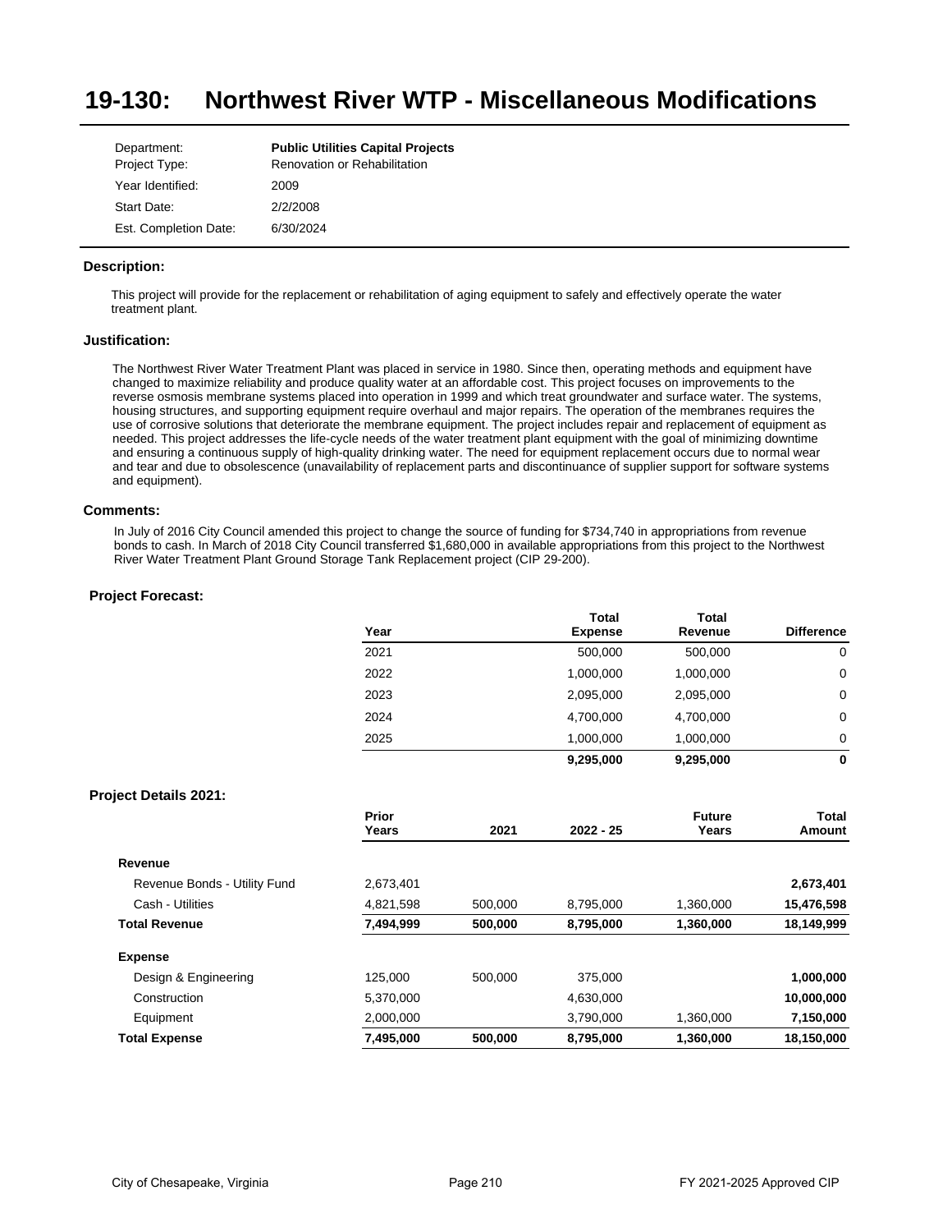# 19-130: Northwest River WTP - Miscellaneous Modifications

| | |
|---|---|
| Department: | **Public Utilities Capital Projects** |
| Project Type: | Renovation or Rehabilitation |
| Year Identified: | 2009 |
| Start Date: | 2/2/2008 |
| Est. Completion Date: | 6/30/2024 |

### Description:

This project will provide for the replacement or rehabilitation of aging equipment to safely and effectively operate the water treatment plant.

### Justification:

The Northwest River Water Treatment Plant was placed in service in 1980. Since then, operating methods and equipment have changed to maximize reliability and produce quality water at an affordable cost. This project focuses on improvements to the reverse osmosis membrane systems placed into operation in 1999 and which treat groundwater and surface water. The systems, housing structures, and supporting equipment require overhaul and major repairs. The operation of the membranes requires the use of corrosive solutions that deteriorate the membrane equipment. The project includes repair and replacement of equipment as needed. This project addresses the life-cycle needs of the water treatment plant equipment with the goal of minimizing downtime and ensuring a continuous supply of high-quality drinking water. The need for equipment replacement occurs due to normal wear and tear and due to obsolescence (unavailability of replacement parts and discontinuance of supplier support for software systems and equipment).

### Comments:

In July of 2016 City Council amended this project to change the source of funding for $734,740 in appropriations from revenue bonds to cash. In March of 2018 City Council transferred $1,680,000 in available appropriations from this project to the Northwest River Water Treatment Plant Ground Storage Tank Replacement project (CIP 29-200).

### Project Forecast:

| Year | Total Expense | Total Revenue | Difference |
|---|---|---|---|
| 2021 | 500,000 | 500,000 | 0 |
| 2022 | 1,000,000 | 1,000,000 | 0 |
| 2023 | 2,095,000 | 2,095,000 | 0 |
| 2024 | 4,700,000 | 4,700,000 | 0 |
| 2025 | 1,000,000 | 1,000,000 | 0 |
| | **9,295,000** | **9,295,000** | **0** |

### Project Details 2021:

| | Prior Years | 2021 | 2022 - 25 | Future Years | Total Amount |
|---|---|---|---|---|---|
| **Revenue** | | | | | |
| Revenue Bonds - Utility Fund | 2,673,401 | | | | **2,673,401** |
| Cash - Utilities | 4,821,598 | 500,000 | 8,795,000 | 1,360,000 | **15,476,598** |
| **Total Revenue** | **7,494,999** | **500,000** | **8,795,000** | **1,360,000** | **18,149,999** |
| **Expense** | | | | | |
| Design & Engineering | 125,000 | 500,000 | 375,000 | | **1,000,000** |
| Construction | 5,370,000 | | 4,630,000 | | **10,000,000** |
| Equipment | 2,000,000 | | 3,790,000 | 1,360,000 | **7,150,000** |
| **Total Expense** | **7,495,000** | **500,000** | **8,795,000** | **1,360,000** | **18,150,000** |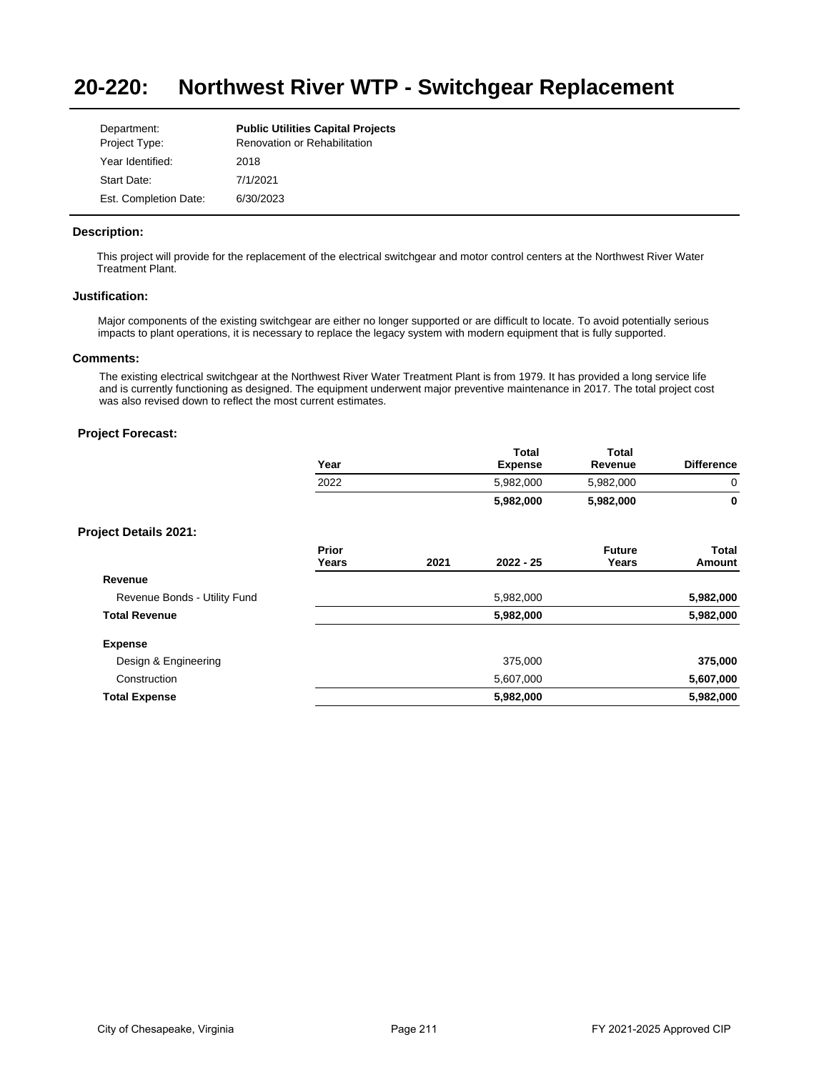# 20-220: Northwest River WTP - Switchgear Replacement

| | |
|---|---|
| Department: | **Public Utilities Capital Projects** |
| Project Type: | Renovation or Rehabilitation |
| Year Identified: | 2018 |
| Start Date: | 7/1/2021 |
| Est. Completion Date: | 6/30/2023 |

### Description:

This project will provide for the replacement of the electrical switchgear and motor control centers at the Northwest River Water Treatment Plant.

### Justification:

Major components of the existing switchgear are either no longer supported or are difficult to locate. To avoid potentially serious impacts to plant operations, it is necessary to replace the legacy system with modern equipment that is fully supported.

### Comments:

The existing electrical switchgear at the Northwest River Water Treatment Plant is from 1979. It has provided a long service life and is currently functioning as designed. The equipment underwent major preventive maintenance in 2017. The total project cost was also revised down to reflect the most current estimates.

### Project Forecast:

| Year | Total Expense | Total Revenue | Difference |
|---|---|---|---|
| 2022 | 5,982,000 | 5,982,000 | 0 |
| | **5,982,000** | **5,982,000** | **0** |

### Project Details 2021:

| | Prior Years | 2021 | 2022 - 25 | Future Years | Total Amount |
|---|---|---|---|---|---|
| **Revenue** | | | | | |
| Revenue Bonds - Utility Fund | | | 5,982,000 | | **5,982,000** |
| **Total Revenue** | | | **5,982,000** | | **5,982,000** |
| **Expense** | | | | | |
| Design & Engineering | | | 375,000 | | **375,000** |
| Construction | | | 5,607,000 | | **5,607,000** |
| **Total Expense** | | | **5,982,000** | | **5,982,000** |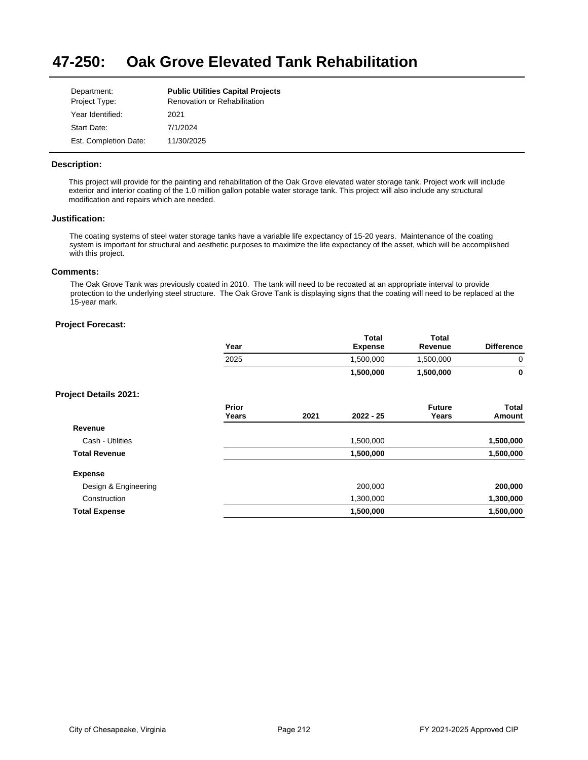# 47-250: Oak Grove Elevated Tank Rehabilitation

| | |
|---|---|
| Department: | **Public Utilities Capital Projects** |
| Project Type: | Renovation or Rehabilitation |
| Year Identified: | 2021 |
| Start Date: | 7/1/2024 |
| Est. Completion Date: | 11/30/2025 |

### Description:

This project will provide for the painting and rehabilitation of the Oak Grove elevated water storage tank. Project work will include exterior and interior coating of the 1.0 million gallon potable water storage tank. This project will also include any structural modification and repairs which are needed.

### Justification:

The coating systems of steel water storage tanks have a variable life expectancy of 15-20 years. Maintenance of the coating system is important for structural and aesthetic purposes to maximize the life expectancy of the asset, which will be accomplished with this project.

### Comments:

The Oak Grove Tank was previously coated in 2010. The tank will need to be recoated at an appropriate interval to provide protection to the underlying steel structure. The Oak Grove Tank is displaying signs that the coating will need to be replaced at the 15-year mark.

### Project Forecast:

| Year | Total Expense | Total Revenue | Difference |
|---|---|---|---|
| 2025 | 1,500,000 | 1,500,000 | 0 |
| | **1,500,000** | **1,500,000** | **0** |

### Project Details 2021:

| | Prior Years | 2021 | 2022 - 25 | Future Years | Total Amount |
|---|---|---|---|---|---|
| **Revenue** | | | | | |
| Cash - Utilities | | | 1,500,000 | | **1,500,000** |
| **Total Revenue** | | | **1,500,000** | | **1,500,000** |
| **Expense** | | | | | |
| Design & Engineering | | | 200,000 | | **200,000** |
| Construction | | | 1,300,000 | | **1,300,000** |
| **Total Expense** | | | **1,500,000** | | **1,500,000** |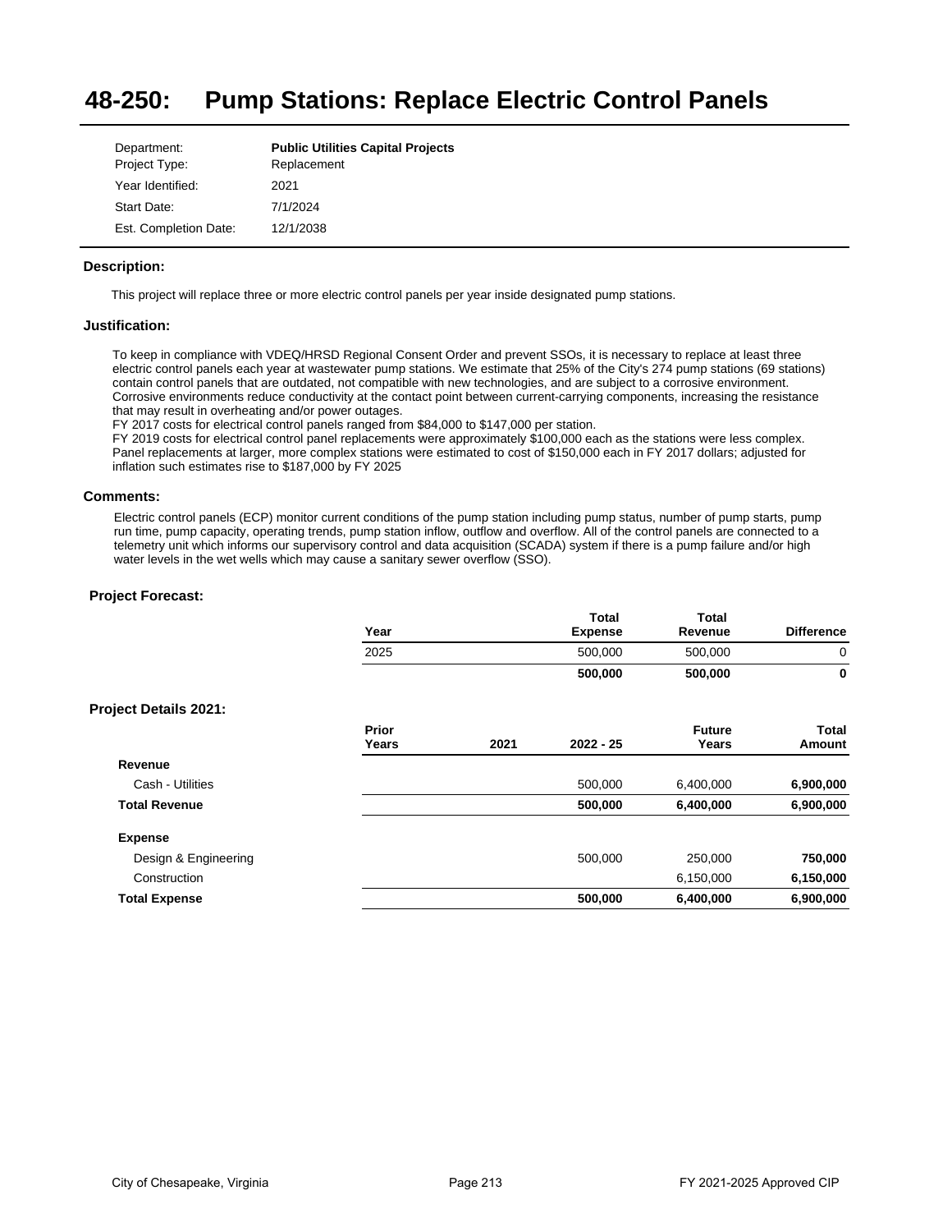# 48-250: Pump Stations: Replace Electric Control Panels

| | |
|---|---|
| Department: | **Public Utilities Capital Projects** |
| Project Type: | Replacement |
| Year Identified: | 2021 |
| Start Date: | 7/1/2024 |
| Est. Completion Date: | 12/1/2038 |

### Description:

This project will replace three or more electric control panels per year inside designated pump stations.

### Justification:

To keep in compliance with VDEQ/HRSD Regional Consent Order and prevent SSOs, it is necessary to replace at least three electric control panels each year at wastewater pump stations. We estimate that 25% of the City's 274 pump stations (69 stations) contain control panels that are outdated, not compatible with new technologies, and are subject to a corrosive environment. Corrosive environments reduce conductivity at the contact point between current-carrying components, increasing the resistance that may result in overheating and/or power outages.
FY 2017 costs for electrical control panels ranged from $84,000 to $147,000 per station.
FY 2019 costs for electrical control panel replacements were approximately $100,000 each as the stations were less complex. Panel replacements at larger, more complex stations were estimated to cost of $150,000 each in FY 2017 dollars; adjusted for inflation such estimates rise to $187,000 by FY 2025

### Comments:

Electric control panels (ECP) monitor current conditions of the pump station including pump status, number of pump starts, pump run time, pump capacity, operating trends, pump station inflow, outflow and overflow. All of the control panels are connected to a telemetry unit which informs our supervisory control and data acquisition (SCADA) system if there is a pump failure and/or high water levels in the wet wells which may cause a sanitary sewer overflow (SSO).

### Project Forecast:

| Year | Total Expense | Total Revenue | Difference |
|---|---|---|---|
| 2025 | 500,000 | 500,000 | 0 |
| | **500,000** | **500,000** | **0** |

### Project Details 2021:

| | Prior Years | 2021 | 2022 - 25 | Future Years | Total Amount |
|---|---|---|---|---|---|
| **Revenue** | | | | | |
| Cash - Utilities | | | 500,000 | 6,400,000 | **6,900,000** |
| **Total Revenue** | | | **500,000** | **6,400,000** | **6,900,000** |
| **Expense** | | | | | |
| Design & Engineering | | | 500,000 | 250,000 | **750,000** |
| Construction | | | | 6,150,000 | **6,150,000** |
| **Total Expense** | | | **500,000** | **6,400,000** | **6,900,000** |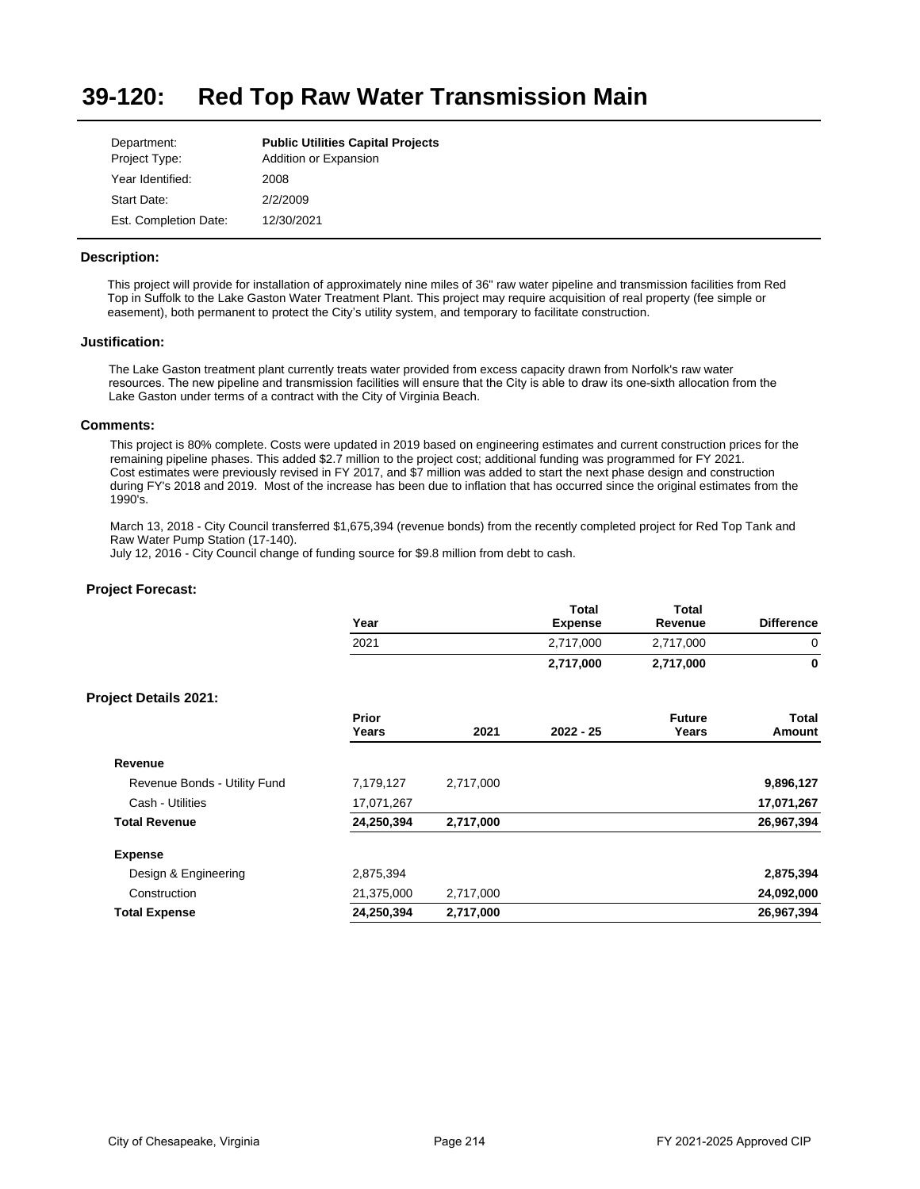# 39-120: Red Top Raw Water Transmission Main

| | |
|---|---|
| Department: | **Public Utilities Capital Projects** |
| Project Type: | Addition or Expansion |
| Year Identified: | 2008 |
| Start Date: | 2/2/2009 |
| Est. Completion Date: | 12/30/2021 |

### Description:

This project will provide for installation of approximately nine miles of 36" raw water pipeline and transmission facilities from Red Top in Suffolk to the Lake Gaston Water Treatment Plant. This project may require acquisition of real property (fee simple or easement), both permanent to protect the City's utility system, and temporary to facilitate construction.

### Justification:

The Lake Gaston treatment plant currently treats water provided from excess capacity drawn from Norfolk's raw water resources. The new pipeline and transmission facilities will ensure that the City is able to draw its one-sixth allocation from the Lake Gaston under terms of a contract with the City of Virginia Beach.

### Comments:

This project is 80% complete. Costs were updated in 2019 based on engineering estimates and current construction prices for the remaining pipeline phases. This added $2.7 million to the project cost; additional funding was programmed for FY 2021.
Cost estimates were previously revised in FY 2017, and $7 million was added to start the next phase design and construction during FY's 2018 and 2019. Most of the increase has been due to inflation that has occurred since the original estimates from the 1990's.

March 13, 2018 - City Council transferred $1,675,394 (revenue bonds) from the recently completed project for Red Top Tank and Raw Water Pump Station (17-140).
July 12, 2016 - City Council change of funding source for $9.8 million from debt to cash.

### Project Forecast:

| Year | Total Expense | Total Revenue | Difference |
|---|---|---|---|
| 2021 | 2,717,000 | 2,717,000 | 0 |
| | **2,717,000** | **2,717,000** | **0** |

### Project Details 2021:

| | Prior Years | 2021 | 2022 - 25 | Future Years | Total Amount |
|---|---|---|---|---|---|
| **Revenue** | | | | | |
| Revenue Bonds - Utility Fund | 7,179,127 | 2,717,000 | | | **9,896,127** |
| Cash - Utilities | 17,071,267 | | | | **17,071,267** |
| **Total Revenue** | **24,250,394** | **2,717,000** | | | **26,967,394** |
| **Expense** | | | | | |
| Design & Engineering | 2,875,394 | | | | **2,875,394** |
| Construction | 21,375,000 | 2,717,000 | | | **24,092,000** |
| **Total Expense** | **24,250,394** | **2,717,000** | | | **26,967,394** |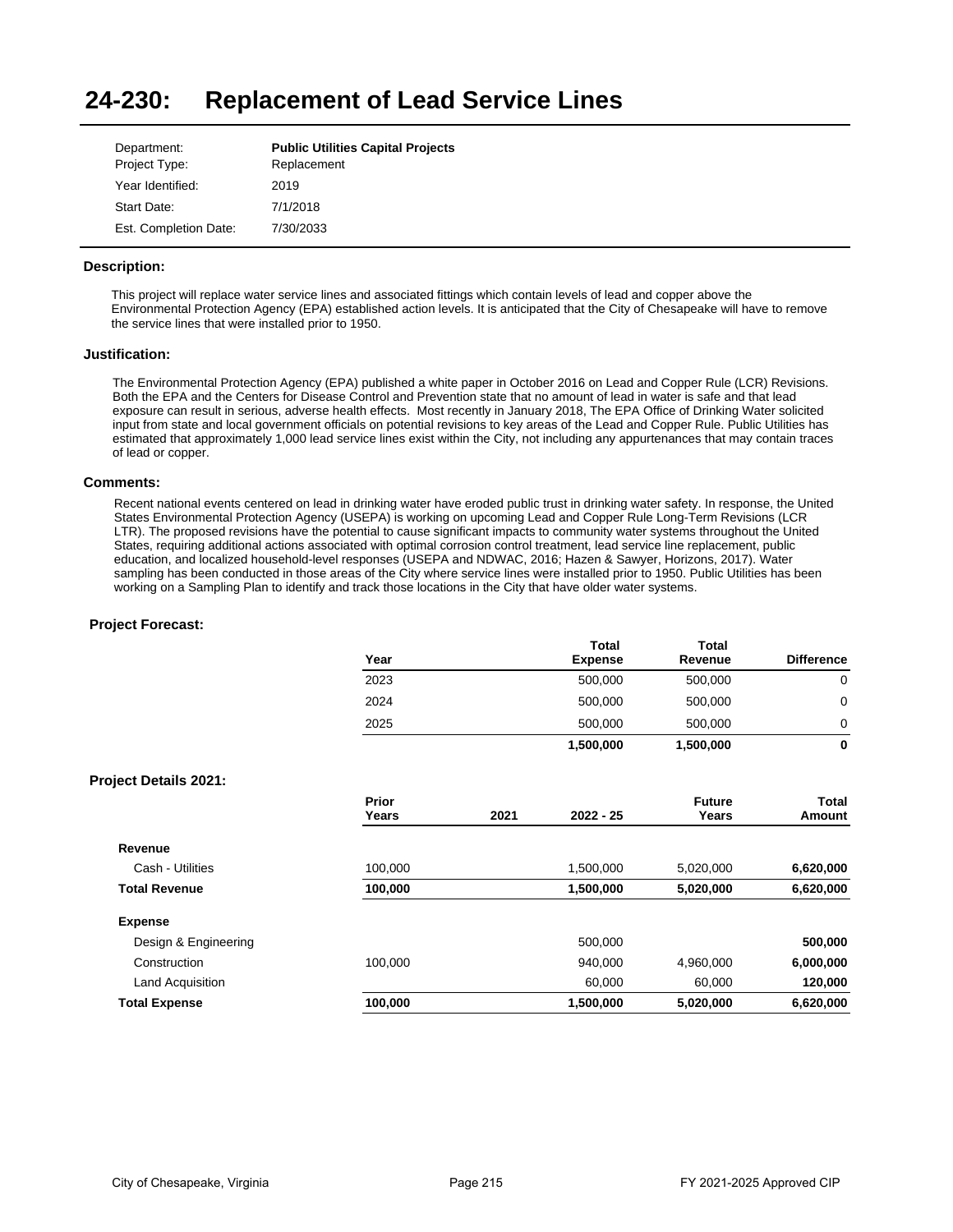# 24-230: Replacement of Lead Service Lines

| | |
|---|---|
| Department: | **Public Utilities Capital Projects** |
| Project Type: | Replacement |
| Year Identified: | 2019 |
| Start Date: | 7/1/2018 |
| Est. Completion Date: | 7/30/2033 |

### Description:

This project will replace water service lines and associated fittings which contain levels of lead and copper above the Environmental Protection Agency (EPA) established action levels. It is anticipated that the City of Chesapeake will have to remove the service lines that were installed prior to 1950.

### Justification:

The Environmental Protection Agency (EPA) published a white paper in October 2016 on Lead and Copper Rule (LCR) Revisions. Both the EPA and the Centers for Disease Control and Prevention state that no amount of lead in water is safe and that lead exposure can result in serious, adverse health effects. Most recently in January 2018, The EPA Office of Drinking Water solicited input from state and local government officials on potential revisions to key areas of the Lead and Copper Rule. Public Utilities has estimated that approximately 1,000 lead service lines exist within the City, not including any appurtenances that may contain traces of lead or copper.

### Comments:

Recent national events centered on lead in drinking water have eroded public trust in drinking water safety. In response, the United States Environmental Protection Agency (USEPA) is working on upcoming Lead and Copper Rule Long-Term Revisions (LCR LTR). The proposed revisions have the potential to cause significant impacts to community water systems throughout the United States, requiring additional actions associated with optimal corrosion control treatment, lead service line replacement, public education, and localized household-level responses (USEPA and NDWAC, 2016; Hazen & Sawyer, Horizons, 2017). Water sampling has been conducted in those areas of the City where service lines were installed prior to 1950. Public Utilities has been working on a Sampling Plan to identify and track those locations in the City that have older water systems.

### Project Forecast:

| Year | Total Expense | Total Revenue | Difference |
|---|---|---|---|
| 2023 | 500,000 | 500,000 | 0 |
| 2024 | 500,000 | 500,000 | 0 |
| 2025 | 500,000 | 500,000 | 0 |
| | **1,500,000** | **1,500,000** | **0** |

### Project Details 2021:

| | Prior Years | 2021 | 2022 - 25 | Future Years | Total Amount |
|---|---|---|---|---|---|
| **Revenue** | | | | | |
| Cash - Utilities | 100,000 | | 1,500,000 | 5,020,000 | **6,620,000** |
| **Total Revenue** | **100,000** | | **1,500,000** | **5,020,000** | **6,620,000** |
| **Expense** | | | | | |
| Design & Engineering | | | 500,000 | | **500,000** |
| Construction | 100,000 | | 940,000 | 4,960,000 | **6,000,000** |
| Land Acquisition | | | 60,000 | 60,000 | **120,000** |
| **Total Expense** | **100,000** | | **1,500,000** | **5,020,000** | **6,620,000** |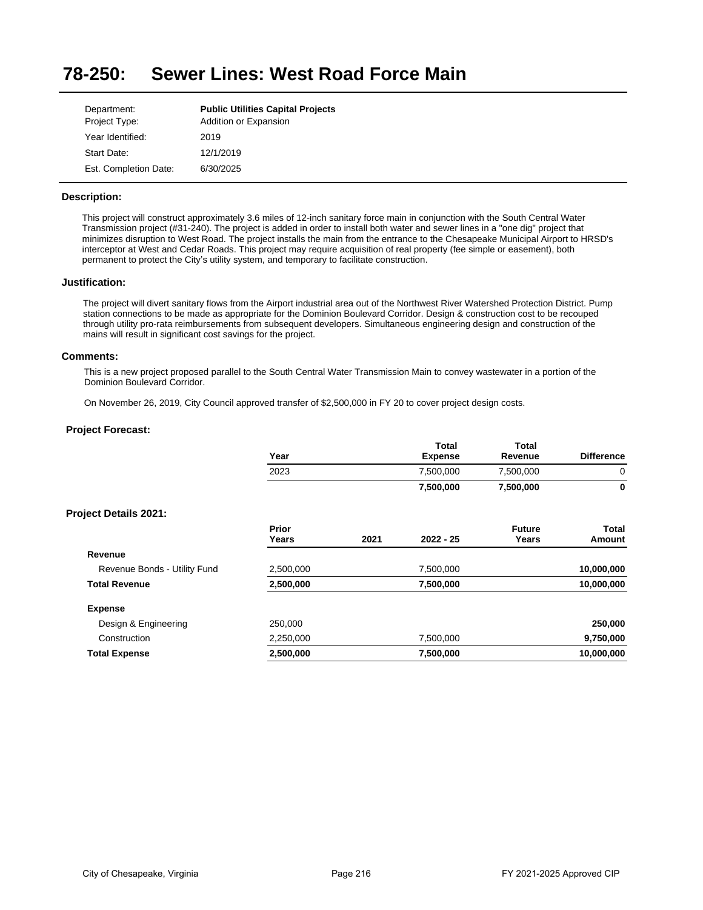# 78-250: Sewer Lines: West Road Force Main

| | |
|---|---|
| Department: | **Public Utilities Capital Projects** |
| Project Type: | Addition or Expansion |
| Year Identified: | 2019 |
| Start Date: | 12/1/2019 |
| Est. Completion Date: | 6/30/2025 |

### Description:

This project will construct approximately 3.6 miles of 12-inch sanitary force main in conjunction with the South Central Water Transmission project (#31-240). The project is added in order to install both water and sewer lines in a "one dig" project that minimizes disruption to West Road. The project installs the main from the entrance to the Chesapeake Municipal Airport to HRSD's interceptor at West and Cedar Roads. This project may require acquisition of real property (fee simple or easement), both permanent to protect the City's utility system, and temporary to facilitate construction.

### Justification:

The project will divert sanitary flows from the Airport industrial area out of the Northwest River Watershed Protection District. Pump station connections to be made as appropriate for the Dominion Boulevard Corridor. Design & construction cost to be recouped through utility pro-rata reimbursements from subsequent developers. Simultaneous engineering design and construction of the mains will result in significant cost savings for the project.

### Comments:

This is a new project proposed parallel to the South Central Water Transmission Main to convey wastewater in a portion of the Dominion Boulevard Corridor.

On November 26, 2019, City Council approved transfer of $2,500,000 in FY 20 to cover project design costs.

### Project Forecast:

| Year | Total Expense | Total Revenue | Difference |
|---|---|---|---|
| 2023 | 7,500,000 | 7,500,000 | 0 |
| | **7,500,000** | **7,500,000** | **0** |

### Project Details 2021:

| | Prior Years | 2021 | 2022 - 25 | Future Years | Total Amount |
|---|---|---|---|---|---|
| **Revenue** | | | | | |
| Revenue Bonds - Utility Fund | 2,500,000 | | 7,500,000 | | **10,000,000** |
| **Total Revenue** | **2,500,000** | | **7,500,000** | | **10,000,000** |
| **Expense** | | | | | |
| Design & Engineering | 250,000 | | | | **250,000** |
| Construction | 2,250,000 | | 7,500,000 | | **9,750,000** |
| **Total Expense** | **2,500,000** | | **7,500,000** | | **10,000,000** |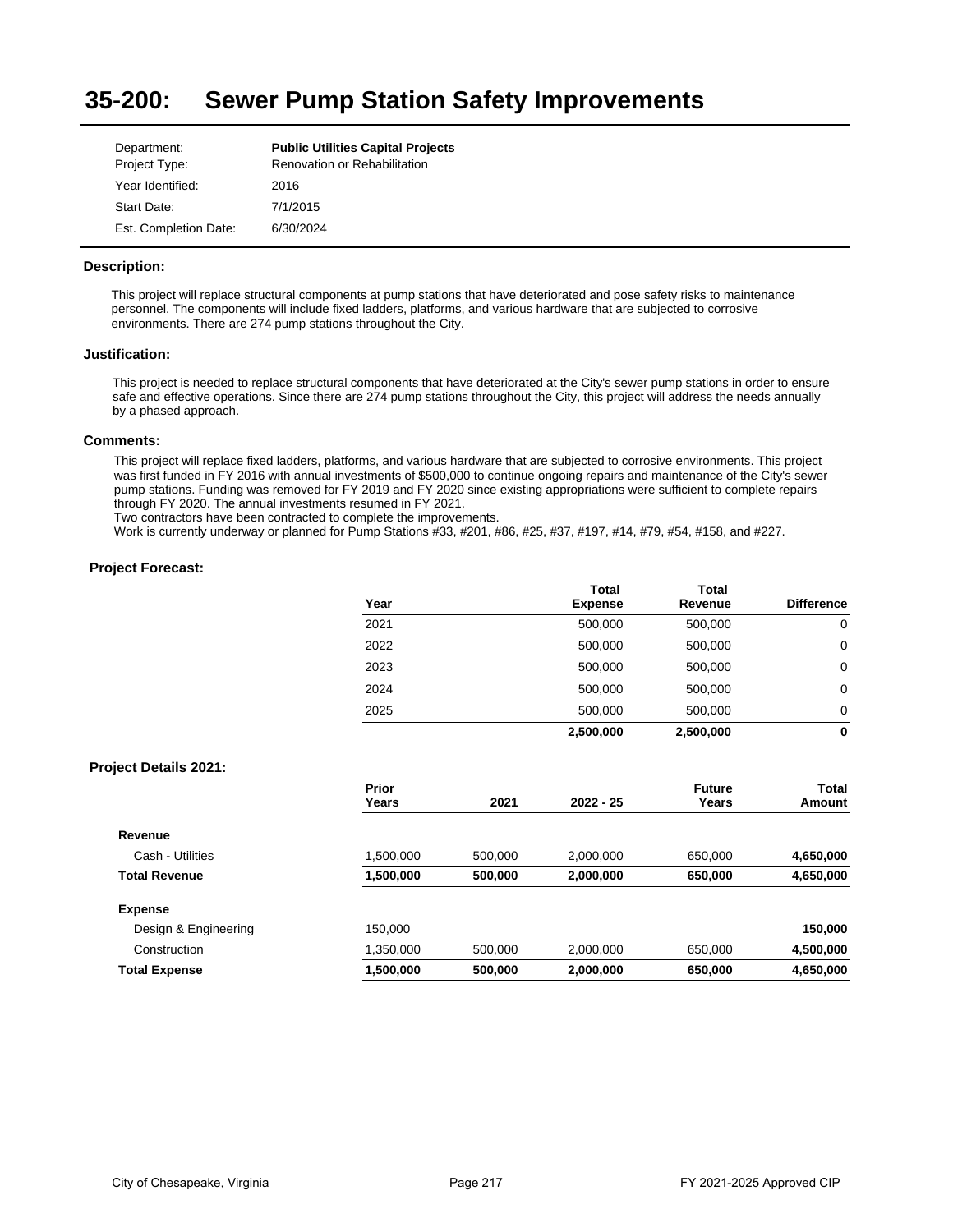# 35-200: Sewer Pump Station Safety Improvements

| | |
|---|---|
| Department: | **Public Utilities Capital Projects** |
| Project Type: | Renovation or Rehabilitation |
| Year Identified: | 2016 |
| Start Date: | 7/1/2015 |
| Est. Completion Date: | 6/30/2024 |

### Description:

This project will replace structural components at pump stations that have deteriorated and pose safety risks to maintenance personnel. The components will include fixed ladders, platforms, and various hardware that are subjected to corrosive environments. There are 274 pump stations throughout the City.

### Justification:

This project is needed to replace structural components that have deteriorated at the City's sewer pump stations in order to ensure safe and effective operations. Since there are 274 pump stations throughout the City, this project will address the needs annually by a phased approach.

### Comments:

This project will replace fixed ladders, platforms, and various hardware that are subjected to corrosive environments. This project was first funded in FY 2016 with annual investments of $500,000 to continue ongoing repairs and maintenance of the City's sewer pump stations. Funding was removed for FY 2019 and FY 2020 since existing appropriations were sufficient to complete repairs through FY 2020. The annual investments resumed in FY 2021.
Two contractors have been contracted to complete the improvements.
Work is currently underway or planned for Pump Stations #33, #201, #86, #25, #37, #197, #14, #79, #54, #158, and #227.

### Project Forecast:

| Year | Total Expense | Total Revenue | Difference |
|---|---|---|---|
| 2021 | 500,000 | 500,000 | 0 |
| 2022 | 500,000 | 500,000 | 0 |
| 2023 | 500,000 | 500,000 | 0 |
| 2024 | 500,000 | 500,000 | 0 |
| 2025 | 500,000 | 500,000 | 0 |
| | **2,500,000** | **2,500,000** | **0** |

### Project Details 2021:

| | Prior Years | 2021 | 2022 - 25 | Future Years | Total Amount |
|---|---|---|---|---|---|
| **Revenue** | | | | | |
| Cash - Utilities | 1,500,000 | 500,000 | 2,000,000 | 650,000 | **4,650,000** |
| **Total Revenue** | **1,500,000** | **500,000** | **2,000,000** | **650,000** | **4,650,000** |
| **Expense** | | | | | |
| Design & Engineering | 150,000 | | | | **150,000** |
| Construction | 1,350,000 | 500,000 | 2,000,000 | 650,000 | **4,500,000** |
| **Total Expense** | **1,500,000** | **500,000** | **2,000,000** | **650,000** | **4,650,000** |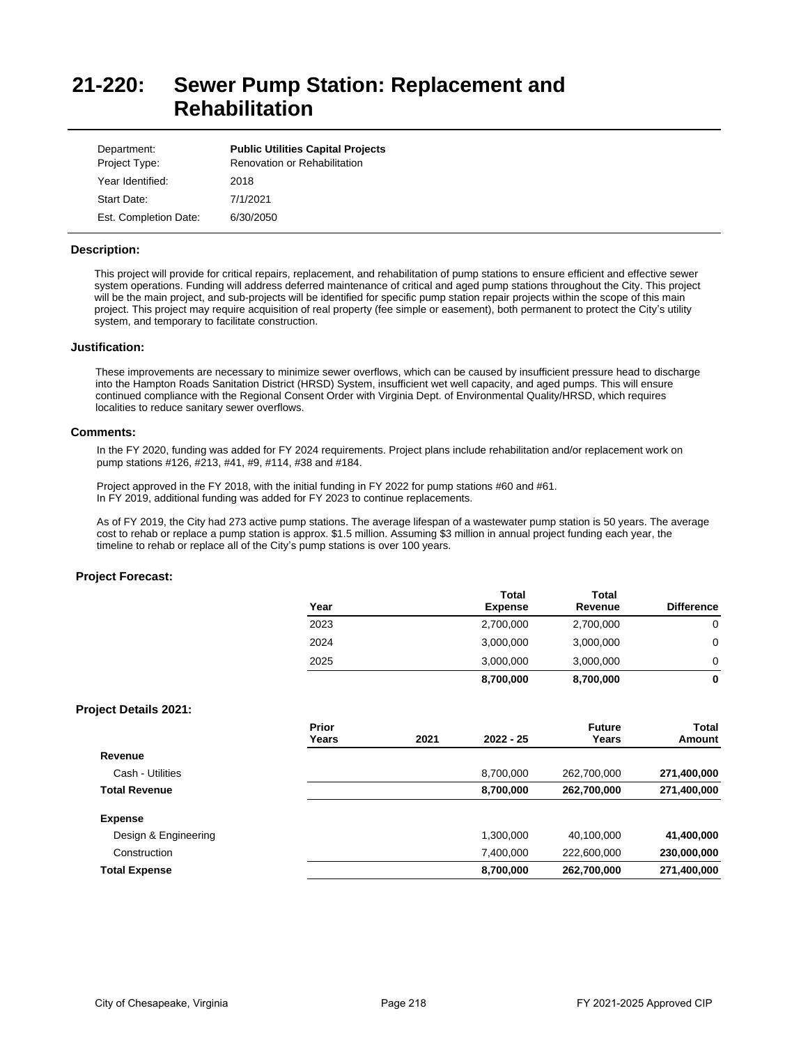# 21-220: Sewer Pump Station: Replacement and Rehabilitation

| | |
|---|---|
| Department: | **Public Utilities Capital Projects** |
| Project Type: | Renovation or Rehabilitation |
| Year Identified: | 2018 |
| Start Date: | 7/1/2021 |
| Est. Completion Date: | 6/30/2050 |

### Description:

This project will provide for critical repairs, replacement, and rehabilitation of pump stations to ensure efficient and effective sewer system operations. Funding will address deferred maintenance of critical and aged pump stations throughout the City. This project will be the main project, and sub-projects will be identified for specific pump station repair projects within the scope of this main project. This project may require acquisition of real property (fee simple or easement), both permanent to protect the City's utility system, and temporary to facilitate construction.

### Justification:

These improvements are necessary to minimize sewer overflows, which can be caused by insufficient pressure head to discharge into the Hampton Roads Sanitation District (HRSD) System, insufficient wet well capacity, and aged pumps. This will ensure continued compliance with the Regional Consent Order with Virginia Dept. of Environmental Quality/HRSD, which requires localities to reduce sanitary sewer overflows.

### Comments:

In the FY 2020, funding was added for FY 2024 requirements. Project plans include rehabilitation and/or replacement work on pump stations #126, #213, #41, #9, #114, #38 and #184.

Project approved in the FY 2018, with the initial funding in FY 2022 for pump stations #60 and #61.
In FY 2019, additional funding was added for FY 2023 to continue replacements.

As of FY 2019, the City had 273 active pump stations. The average lifespan of a wastewater pump station is 50 years. The average cost to rehab or replace a pump station is approx. $1.5 million. Assuming $3 million in annual project funding each year, the timeline to rehab or replace all of the City's pump stations is over 100 years.

### Project Forecast:

| Year | Total Expense | Total Revenue | Difference |
|---|---|---|---|
| 2023 | 2,700,000 | 2,700,000 | 0 |
| 2024 | 3,000,000 | 3,000,000 | 0 |
| 2025 | 3,000,000 | 3,000,000 | 0 |
| | **8,700,000** | **8,700,000** | **0** |

### Project Details 2021:

| | Prior Years | 2021 | 2022 - 25 | Future Years | Total Amount |
|---|---|---|---|---|---|
| **Revenue** | | | | | |
| Cash - Utilities | | | 8,700,000 | 262,700,000 | **271,400,000** |
| **Total Revenue** | | | **8,700,000** | **262,700,000** | **271,400,000** |
| **Expense** | | | | | |
| Design & Engineering | | | 1,300,000 | 40,100,000 | **41,400,000** |
| Construction | | | 7,400,000 | 222,600,000 | **230,000,000** |
| **Total Expense** | | | **8,700,000** | **262,700,000** | **271,400,000** |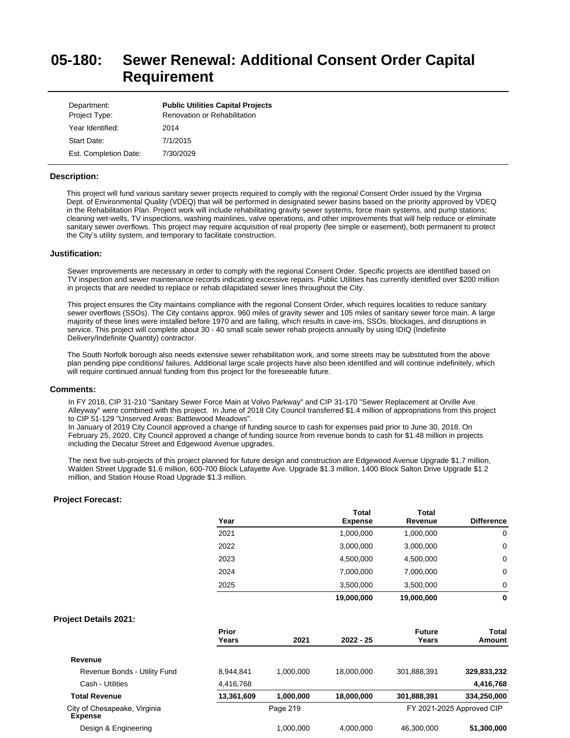# 05-180: Sewer Renewal: Additional Consent Order Capital Requirement

| | |
|---|---|
| Department: | **Public Utilities Capital Projects** |
| Project Type: | Renovation or Rehabilitation |
| Year Identified: | 2014 |
| Start Date: | 7/1/2015 |
| Est. Completion Date: | 7/30/2029 |

### Description:

This project will fund various sanitary sewer projects required to comply with the regional Consent Order issued by the Virginia Dept. of Environmental Quality (VDEQ) that will be performed in designated sewer basins based on the priority approved by VDEQ in the Rehabilitation Plan. Project work will include rehabilitating gravity sewer systems, force main systems, and pump stations; cleaning wet-wells, TV inspections, washing mainlines, valve operations, and other improvements that will help reduce or eliminate sanitary sewer overflows. This project may require acquisition of real property (fee simple or easement), both permanent to protect the City's utility system, and temporary to facilitate construction.

### Justification:

Sewer improvements are necessary in order to comply with the regional Consent Order. Specific projects are identified based on TV inspection and sewer maintenance records indicating excessive repairs. Public Utilities has currently identified over $200 million in projects that are needed to replace or rehab dilapidated sewer lines throughout the City.

This project ensures the City maintains compliance with the regional Consent Order, which requires localities to reduce sanitary sewer overflows (SSOs). The City contains approx. 960 miles of gravity sewer and 105 miles of sanitary sewer force main. A large majority of these lines were installed before 1970 and are failing, which results in cave-ins, SSOs, blockages, and disruptions in service. This project will complete about 30 - 40 small scale sewer rehab projects annually by using IDIQ (Indefinite Delivery/Indefinite Quantity) contractor.

The South Norfolk borough also needs extensive sewer rehabilitation work, and some streets may be substituted from the above plan pending pipe conditions/ failures. Additional large scale projects have also been identified and will continue indefinitely, which will require continued annual funding from this project for the foreseeable future.

### Comments:

In FY 2018, CIP 31-210 "Sanitary Sewer Force Main at Volvo Parkway" and CIP 31-170 "Sewer Replacement at Orville Ave. Alleyway" were combined with this project. In June of 2018 City Council transferred $1.4 million of appropriations from this project to CIP 51-129 "Unserved Areas: Battlewood Meadows".
In January of 2019 City Council approved a change of funding source to cash for expenses paid prior to June 30, 2018. On February 25, 2020, City Council approved a change of funding source from revenue bonds to cash for $1.48 million in projects including the Decatur Street and Edgewood Avenue upgrades.

The next five sub-projects of this project planned for future design and construction are Edgewood Avenue Upgrade $1.7 million, Walden Street Upgrade $1.6 million, 600-700 Block Lafayette Ave. Upgrade $1.3 million, 1400 Block Salton Drive Upgrade $1.2 million, and Station House Road Upgrade $1.3 million.

### Project Forecast:

| Year | Total Expense | Total Revenue | Difference |
|---|---|---|---|
| 2021 | 1,000,000 | 1,000,000 | 0 |
| 2022 | 3,000,000 | 3,000,000 | 0 |
| 2023 | 4,500,000 | 4,500,000 | 0 |
| 2024 | 7,000,000 | 7,000,000 | 0 |
| 2025 | 3,500,000 | 3,500,000 | 0 |
| | **19,000,000** | **19,000,000** | **0** |

### Project Details 2021:

| | Prior Years | 2021 | 2022 - 25 | Future Years | Total Amount |
|---|---|---|---|---|---|
| **Revenue** | | | | | |
| Revenue Bonds - Utility Fund | 8,944,841 | 1,000,000 | 18,000,000 | 301,888,391 | **329,833,232** |
| Cash - Utilities | 4,416,768 | | | | **4,416,768** |
| **Total Revenue** | **13,361,609** | **1,000,000** | **18,000,000** | **301,888,391** | **334,250,000** |
| **Expense** | | | | | |
| Design & Engineering | | 1,000,000 | 4,000,000 | 46,300,000 | **51,300,000** |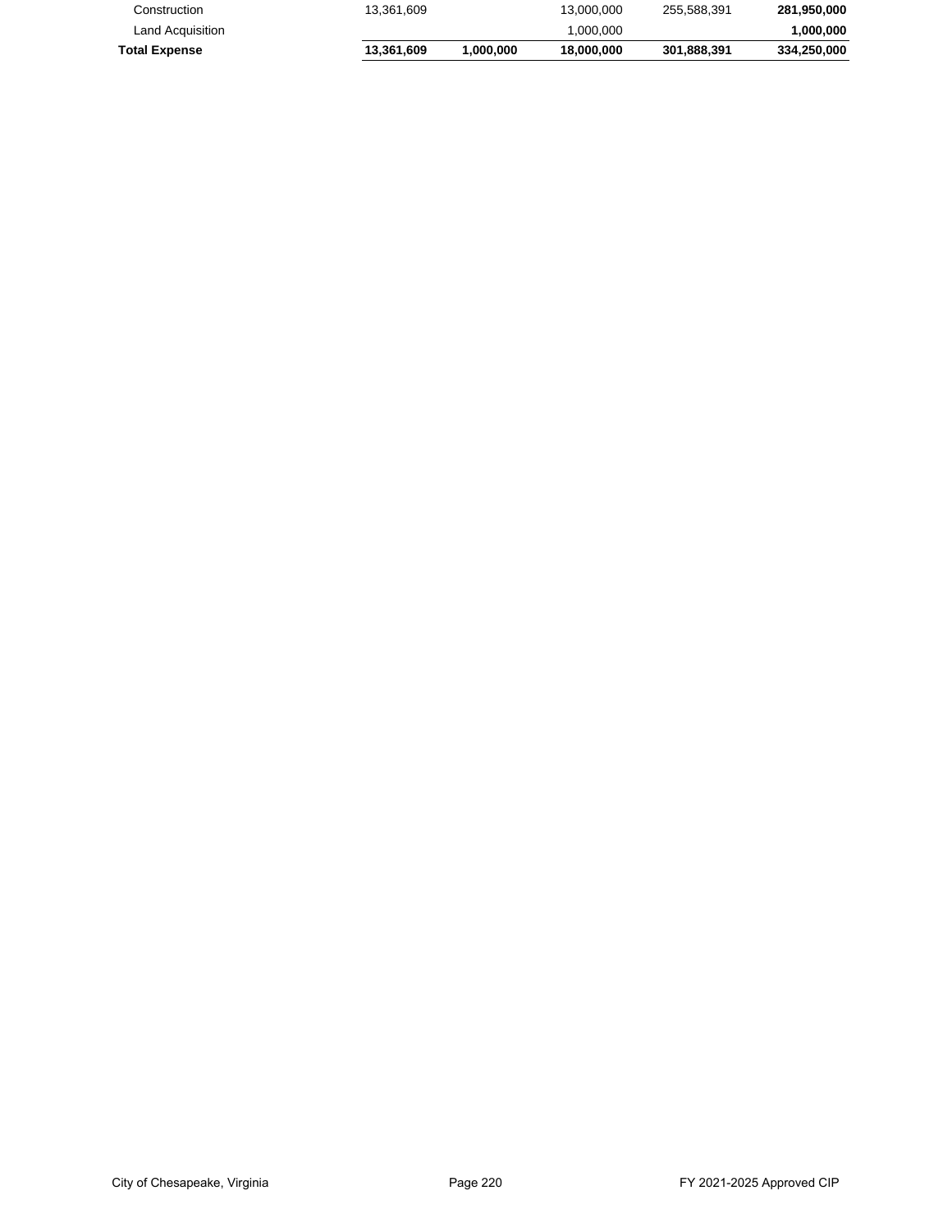| | | | | | |
|---|---|---|---|---|---|
| Construction | 13,361,609 | | 13,000,000 | 255,588,391 | **281,950,000** |
| Land Acquisition | | | 1,000,000 | | **1,000,000** |
| **Total Expense** | **13,361,609** | **1,000,000** | **18,000,000** | **301,888,391** | **334,250,000** |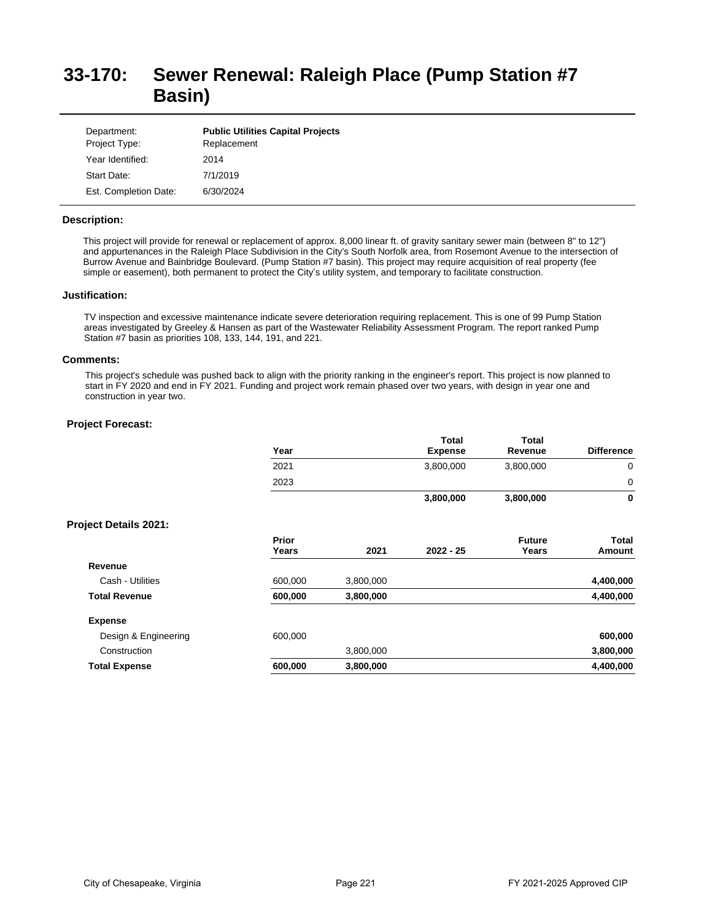# 33-170: Sewer Renewal: Raleigh Place (Pump Station #7 Basin)

| | |
|---|---|
| Department: | **Public Utilities Capital Projects** |
| Project Type: | Replacement |
| Year Identified: | 2014 |
| Start Date: | 7/1/2019 |
| Est. Completion Date: | 6/30/2024 |

### Description:

This project will provide for renewal or replacement of approx. 8,000 linear ft. of gravity sanitary sewer main (between 8" to 12") and appurtenances in the Raleigh Place Subdivision in the City's South Norfolk area, from Rosemont Avenue to the intersection of Burrow Avenue and Bainbridge Boulevard. (Pump Station #7 basin). This project may require acquisition of real property (fee simple or easement), both permanent to protect the City's utility system, and temporary to facilitate construction.

### Justification:

TV inspection and excessive maintenance indicate severe deterioration requiring replacement. This is one of 99 Pump Station areas investigated by Greeley & Hansen as part of the Wastewater Reliability Assessment Program. The report ranked Pump Station #7 basin as priorities 108, 133, 144, 191, and 221.

### Comments:

This project's schedule was pushed back to align with the priority ranking in the engineer's report. This project is now planned to start in FY 2020 and end in FY 2021. Funding and project work remain phased over two years, with design in year one and construction in year two.

### Project Forecast:

| Year | Total Expense | Total Revenue | Difference |
|---|---|---|---|
| 2021 | 3,800,000 | 3,800,000 | 0 |
| 2023 | | | 0 |
| | **3,800,000** | **3,800,000** | **0** |

### Project Details 2021:

| | Prior Years | 2021 | 2022 - 25 | Future Years | Total Amount |
|---|---|---|---|---|---|
| **Revenue** | | | | | |
| Cash - Utilities | 600,000 | 3,800,000 | | | **4,400,000** |
| **Total Revenue** | **600,000** | **3,800,000** | | | **4,400,000** |
| **Expense** | | | | | |
| Design & Engineering | 600,000 | | | | **600,000** |
| Construction | | 3,800,000 | | | **3,800,000** |
| **Total Expense** | **600,000** | **3,800,000** | | | **4,400,000** |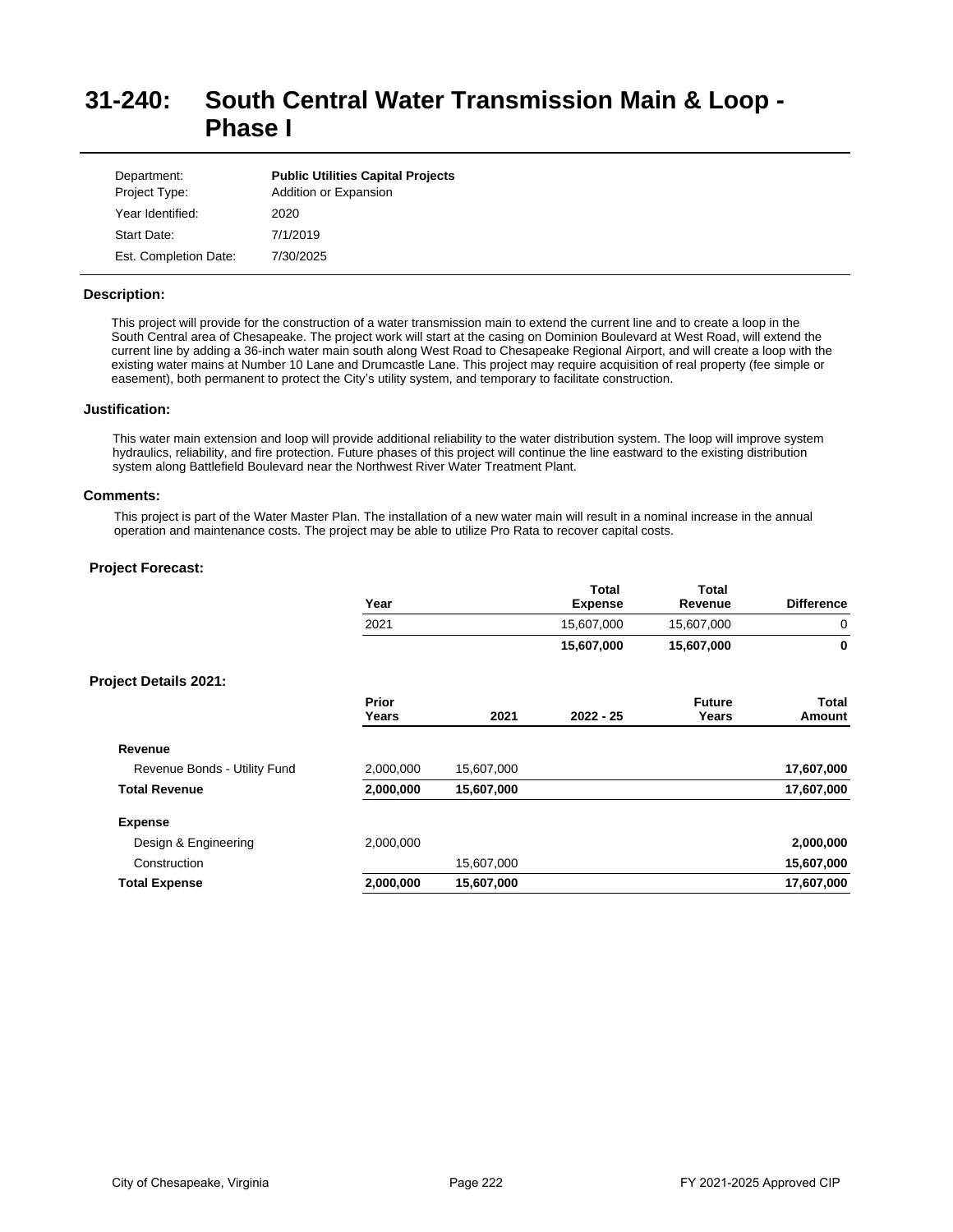# 31-240: South Central Water Transmission Main & Loop - Phase I

| | |
|---|---|
| Department: | **Public Utilities Capital Projects** |
| Project Type: | Addition or Expansion |
| Year Identified: | 2020 |
| Start Date: | 7/1/2019 |
| Est. Completion Date: | 7/30/2025 |

**Description:**

This project will provide for the construction of a water transmission main to extend the current line and to create a loop in the South Central area of Chesapeake. The project work will start at the casing on Dominion Boulevard at West Road, will extend the current line by adding a 36-inch water main south along West Road to Chesapeake Regional Airport, and will create a loop with the existing water mains at Number 10 Lane and Drumcastle Lane. This project may require acquisition of real property (fee simple or easement), both permanent to protect the City's utility system, and temporary to facilitate construction.

**Justification:**

This water main extension and loop will provide additional reliability to the water distribution system. The loop will improve system hydraulics, reliability, and fire protection. Future phases of this project will continue the line eastward to the existing distribution system along Battlefield Boulevard near the Northwest River Water Treatment Plant.

**Comments:**

This project is part of the Water Master Plan. The installation of a new water main will result in a nominal increase in the annual operation and maintenance costs. The project may be able to utilize Pro Rata to recover capital costs.

**Project Forecast:**

| Year | Total Expense | Total Revenue | Difference |
|---|---|---|---|
| 2021 | 15,607,000 | 15,607,000 | 0 |
| | **15,607,000** | **15,607,000** | **0** |

**Project Details 2021:**

| | Prior Years | 2021 | 2022 - 25 | Future Years | Total Amount |
|---|---|---|---|---|---|
| **Revenue** | | | | | |
| Revenue Bonds - Utility Fund | 2,000,000 | 15,607,000 | | | **17,607,000** |
| **Total Revenue** | **2,000,000** | **15,607,000** | | | **17,607,000** |
| **Expense** | | | | | |
| Design & Engineering | 2,000,000 | | | | **2,000,000** |
| Construction | | 15,607,000 | | | **15,607,000** |
| **Total Expense** | **2,000,000** | **15,607,000** | | | **17,607,000** |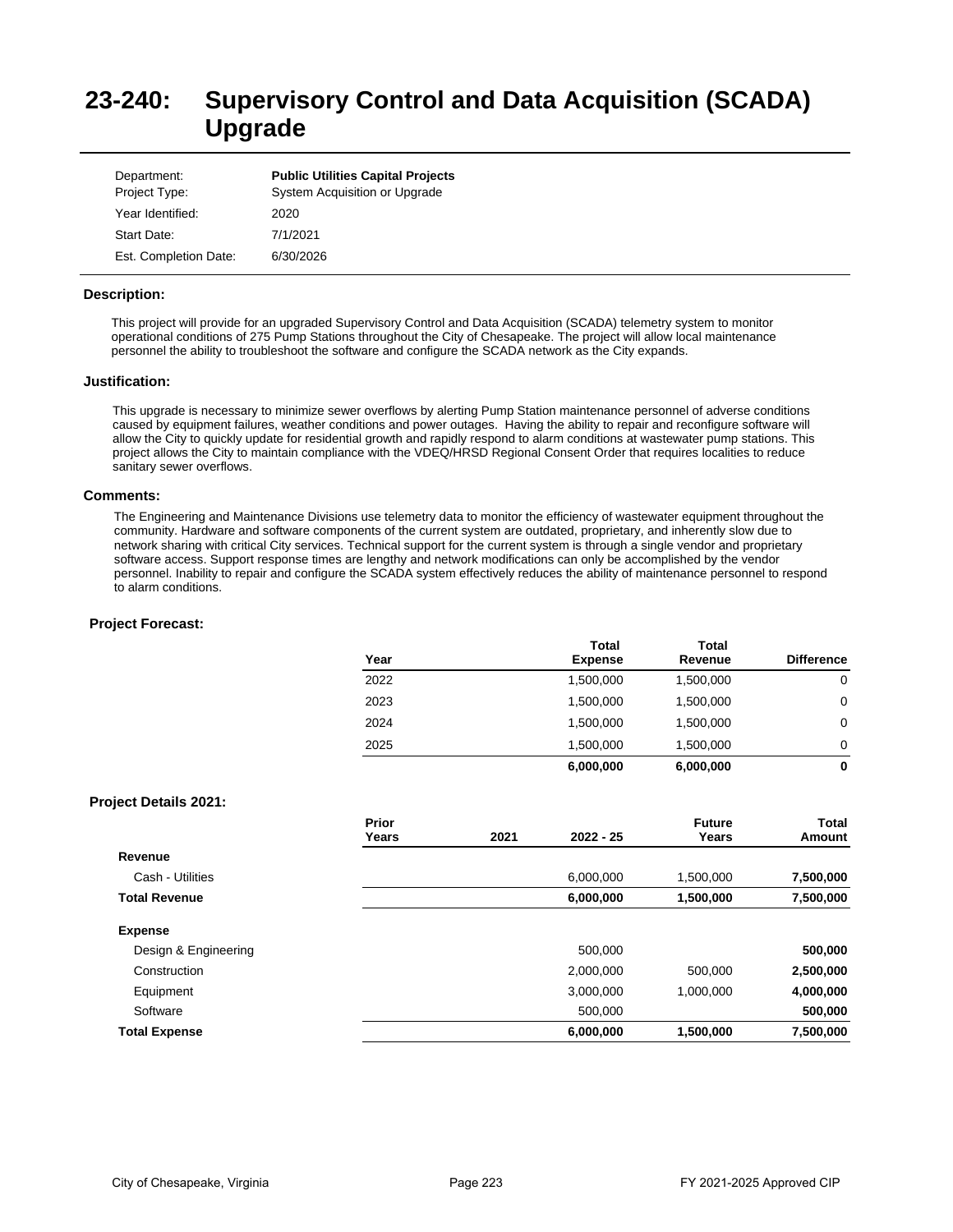# 23-240: Supervisory Control and Data Acquisition (SCADA) Upgrade

| | |
|---|---|
| Department: | **Public Utilities Capital Projects** |
| Project Type: | System Acquisition or Upgrade |
| Year Identified: | 2020 |
| Start Date: | 7/1/2021 |
| Est. Completion Date: | 6/30/2026 |

### Description:

This project will provide for an upgraded Supervisory Control and Data Acquisition (SCADA) telemetry system to monitor operational conditions of 275 Pump Stations throughout the City of Chesapeake. The project will allow local maintenance personnel the ability to troubleshoot the software and configure the SCADA network as the City expands.

### Justification:

This upgrade is necessary to minimize sewer overflows by alerting Pump Station maintenance personnel of adverse conditions caused by equipment failures, weather conditions and power outages. Having the ability to repair and reconfigure software will allow the City to quickly update for residential growth and rapidly respond to alarm conditions at wastewater pump stations. This project allows the City to maintain compliance with the VDEQ/HRSD Regional Consent Order that requires localities to reduce sanitary sewer overflows.

### Comments:

The Engineering and Maintenance Divisions use telemetry data to monitor the efficiency of wastewater equipment throughout the community. Hardware and software components of the current system are outdated, proprietary, and inherently slow due to network sharing with critical City services. Technical support for the current system is through a single vendor and proprietary software access. Support response times are lengthy and network modifications can only be accomplished by the vendor personnel. Inability to repair and configure the SCADA system effectively reduces the ability of maintenance personnel to respond to alarm conditions.

### Project Forecast:

| Year | Total Expense | Total Revenue | Difference |
|---|---|---|---|
| 2022 | 1,500,000 | 1,500,000 | 0 |
| 2023 | 1,500,000 | 1,500,000 | 0 |
| 2024 | 1,500,000 | 1,500,000 | 0 |
| 2025 | 1,500,000 | 1,500,000 | 0 |
| | **6,000,000** | **6,000,000** | **0** |

### Project Details 2021:

| | Prior Years | 2021 | 2022 - 25 | Future Years | Total Amount |
|---|---|---|---|---|---|
| **Revenue** | | | | | |
| Cash - Utilities | | | 6,000,000 | 1,500,000 | **7,500,000** |
| **Total Revenue** | | | **6,000,000** | **1,500,000** | **7,500,000** |
| **Expense** | | | | | |
| Design & Engineering | | | 500,000 | | **500,000** |
| Construction | | | 2,000,000 | 500,000 | **2,500,000** |
| Equipment | | | 3,000,000 | 1,000,000 | **4,000,000** |
| Software | | | 500,000 | | **500,000** |
| **Total Expense** | | | **6,000,000** | **1,500,000** | **7,500,000** |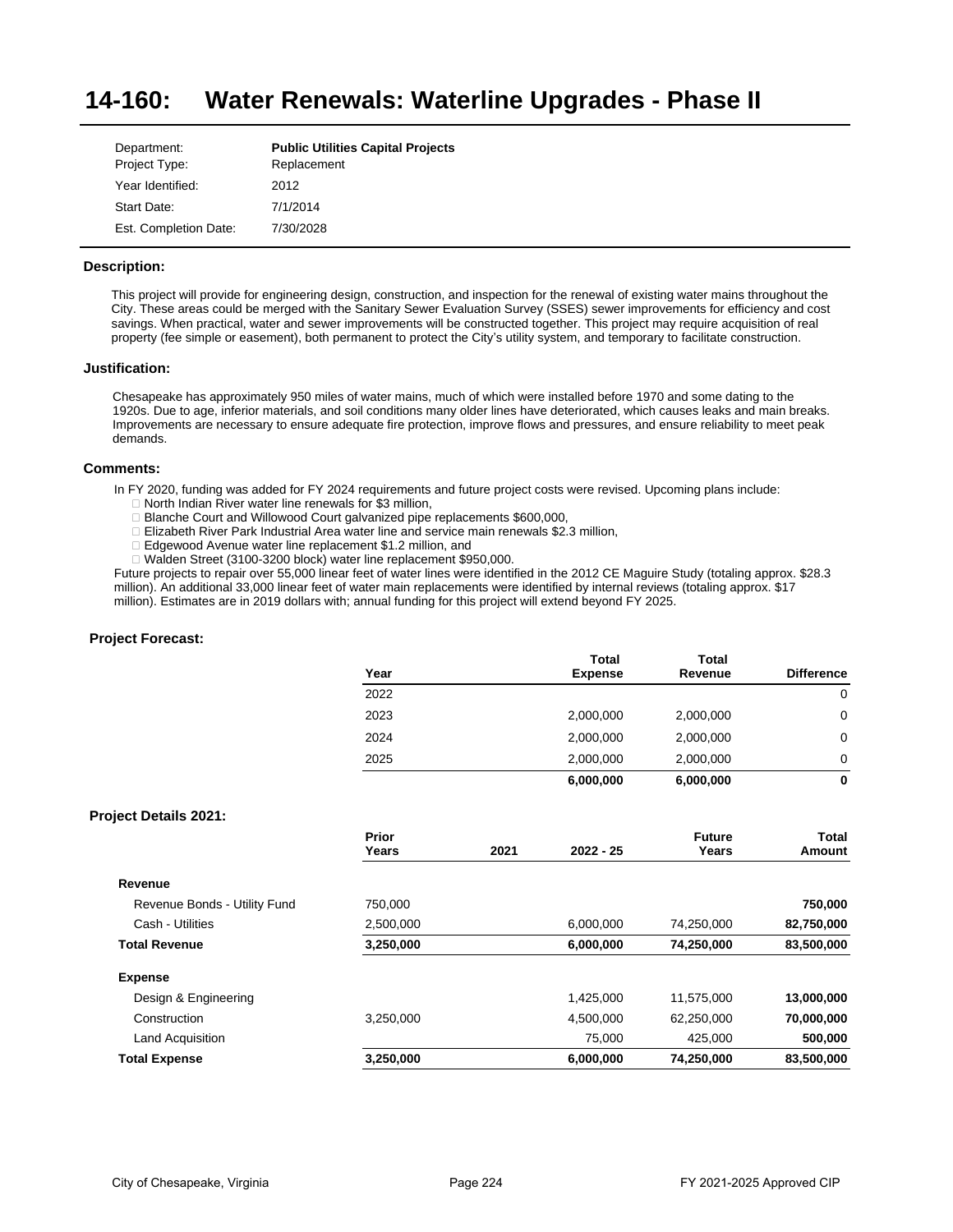# 14-160: Water Renewals: Waterline Upgrades - Phase II

| | |
|---|---|
| Department: | **Public Utilities Capital Projects** |
| Project Type: | Replacement |
| Year Identified: | 2012 |
| Start Date: | 7/1/2014 |
| Est. Completion Date: | 7/30/2028 |

### Description:

This project will provide for engineering design, construction, and inspection for the renewal of existing water mains throughout the City. These areas could be merged with the Sanitary Sewer Evaluation Survey (SSES) sewer improvements for efficiency and cost savings. When practical, water and sewer improvements will be constructed together. This project may require acquisition of real property (fee simple or easement), both permanent to protect the City's utility system, and temporary to facilitate construction.

### Justification:

Chesapeake has approximately 950 miles of water mains, much of which were installed before 1970 and some dating to the 1920s. Due to age, inferior materials, and soil conditions many older lines have deteriorated, which causes leaks and main breaks. Improvements are necessary to ensure adequate fire protection, improve flows and pressures, and ensure reliability to meet peak demands.

### Comments:

In FY 2020, funding was added for FY 2024 requirements and future project costs were revised. Upcoming plans include:

- North Indian River water line renewals for $3 million,
- Blanche Court and Willowood Court galvanized pipe replacements $600,000,
- Elizabeth River Park Industrial Area water line and service main renewals $2.3 million,
- Edgewood Avenue water line replacement $1.2 million, and
- Walden Street (3100-3200 block) water line replacement $950,000.

Future projects to repair over 55,000 linear feet of water lines were identified in the 2012 CE Maguire Study (totaling approx. $28.3 million). An additional 33,000 linear feet of water main replacements were identified by internal reviews (totaling approx. $17 million). Estimates are in 2019 dollars with; annual funding for this project will extend beyond FY 2025.

### Project Forecast:

| Year | Total Expense | Total Revenue | Difference |
|---|---|---|---|
| 2022 | | | 0 |
| 2023 | 2,000,000 | 2,000,000 | 0 |
| 2024 | 2,000,000 | 2,000,000 | 0 |
| 2025 | 2,000,000 | 2,000,000 | 0 |
| | **6,000,000** | **6,000,000** | **0** |

### Project Details 2021:

| | Prior Years | 2021 | 2022 - 25 | Future Years | Total Amount |
|---|---|---|---|---|---|
| **Revenue** | | | | | |
| Revenue Bonds - Utility Fund | 750,000 | | | | **750,000** |
| Cash - Utilities | 2,500,000 | | 6,000,000 | 74,250,000 | **82,750,000** |
| **Total Revenue** | **3,250,000** | | **6,000,000** | **74,250,000** | **83,500,000** |
| **Expense** | | | | | |
| Design & Engineering | | | 1,425,000 | 11,575,000 | **13,000,000** |
| Construction | 3,250,000 | | 4,500,000 | 62,250,000 | **70,000,000** |
| Land Acquisition | | | 75,000 | 425,000 | **500,000** |
| **Total Expense** | **3,250,000** | | **6,000,000** | **74,250,000** | **83,500,000** |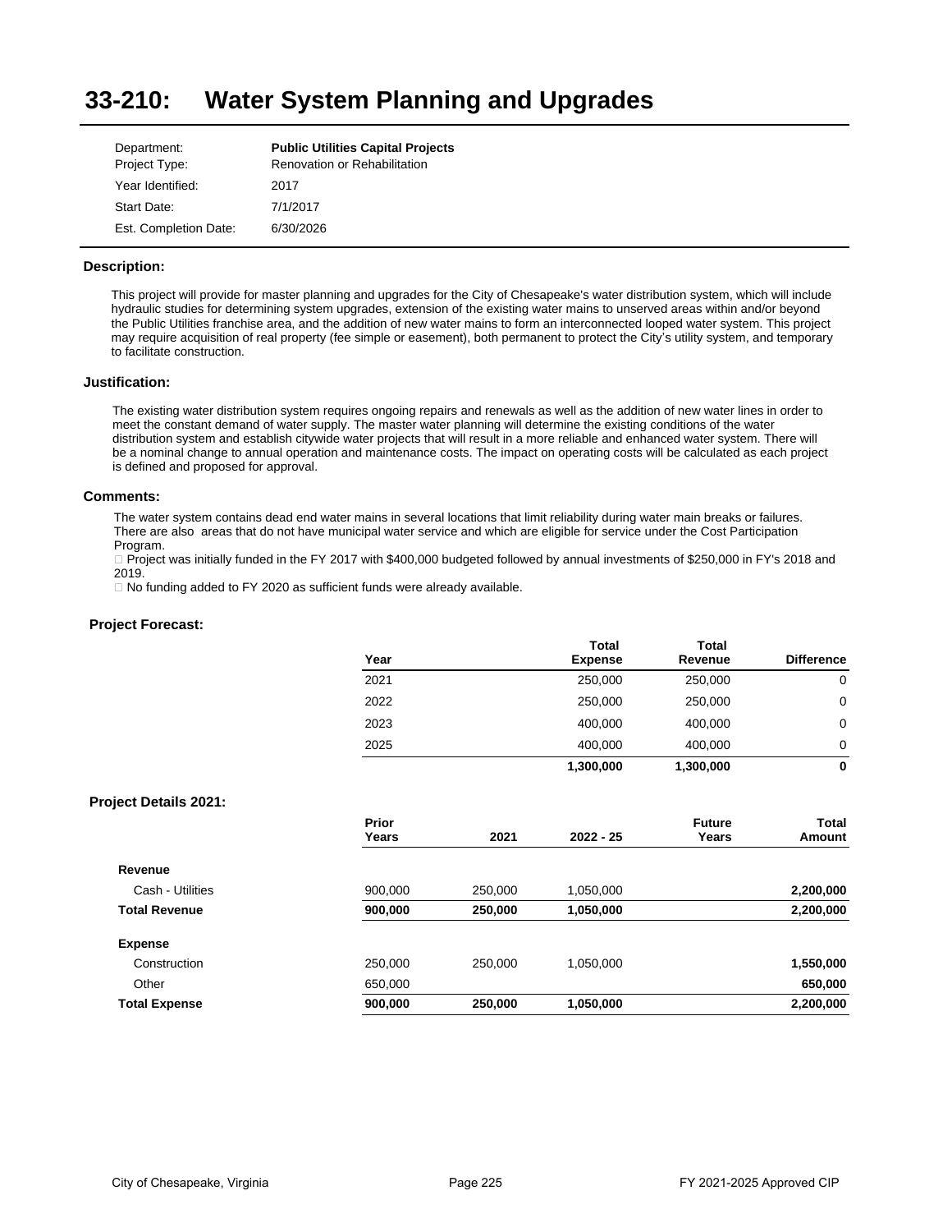# 33-210: Water System Planning and Upgrades

| | |
|---|---|
| Department: | **Public Utilities Capital Projects** |
| Project Type: | Renovation or Rehabilitation |
| Year Identified: | 2017 |
| Start Date: | 7/1/2017 |
| Est. Completion Date: | 6/30/2026 |

### Description:

This project will provide for master planning and upgrades for the City of Chesapeake's water distribution system, which will include hydraulic studies for determining system upgrades, extension of the existing water mains to unserved areas within and/or beyond the Public Utilities franchise area, and the addition of new water mains to form an interconnected looped water system. This project may require acquisition of real property (fee simple or easement), both permanent to protect the City's utility system, and temporary to facilitate construction.

### Justification:

The existing water distribution system requires ongoing repairs and renewals as well as the addition of new water lines in order to meet the constant demand of water supply. The master water planning will determine the existing conditions of the water distribution system and establish citywide water projects that will result in a more reliable and enhanced water system. There will be a nominal change to annual operation and maintenance costs. The impact on operating costs will be calculated as each project is defined and proposed for approval.

### Comments:

The water system contains dead end water mains in several locations that limit reliability during water main breaks or failures. There are also areas that do not have municipal water service and which are eligible for service under the Cost Participation Program.

- Project was initially funded in the FY 2017 with $400,000 budgeted followed by annual investments of $250,000 in FY's 2018 and 2019.
- No funding added to FY 2020 as sufficient funds were already available.

### Project Forecast:

| Year | Total Expense | Total Revenue | Difference |
|---|---|---|---|
| 2021 | 250,000 | 250,000 | 0 |
| 2022 | 250,000 | 250,000 | 0 |
| 2023 | 400,000 | 400,000 | 0 |
| 2025 | 400,000 | 400,000 | 0 |
| | **1,300,000** | **1,300,000** | **0** |

### Project Details 2021:

| | Prior Years | 2021 | 2022 - 25 | Future Years | Total Amount |
|---|---|---|---|---|---|
| **Revenue** | | | | | |
| Cash - Utilities | 900,000 | 250,000 | 1,050,000 | | **2,200,000** |
| **Total Revenue** | **900,000** | **250,000** | **1,050,000** | | **2,200,000** |
| **Expense** | | | | | |
| Construction | 250,000 | 250,000 | 1,050,000 | | **1,550,000** |
| Other | 650,000 | | | | **650,000** |
| **Total Expense** | **900,000** | **250,000** | **1,050,000** | | **2,200,000** |